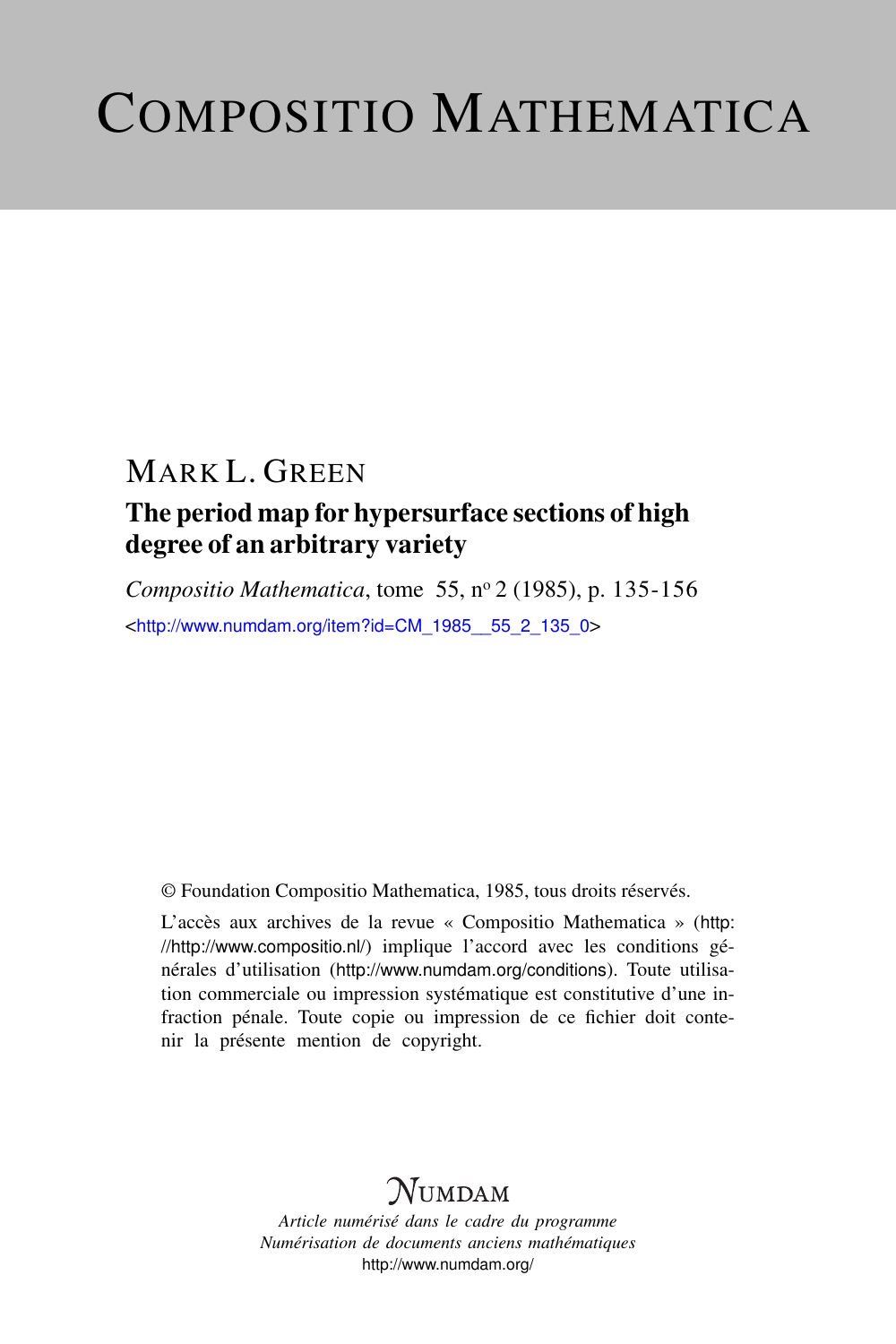# COMPOSITIO MATHEMATICA

## MARK L. GREEN

### The period map for hypersurface sections of high degree of an arbitrary variety

*Compositio Mathematica*, tome 55, n° 2 (1985), p. 135-156

<http://www.numdam.org/item?id=CM_1985__55_2_135_0>

© Foundation Compositio Mathematica, 1985, tous droits réservés.

L'accès aux archives de la revue « Compositio Mathematica » (http://http://www.compositio.nl/) implique l'accord avec les conditions générales d'utilisation (http://www.numdam.org/conditions). Toute utilisation commerciale ou impression systématique est constitutive d'une infraction pénale. Toute copie ou impression de ce fichier doit contenir la présente mention de copyright.

NUMDAM

*Article numérisé dans le cadre du programme*
*Numérisation de documents anciens mathématiques*
http://www.numdam.org/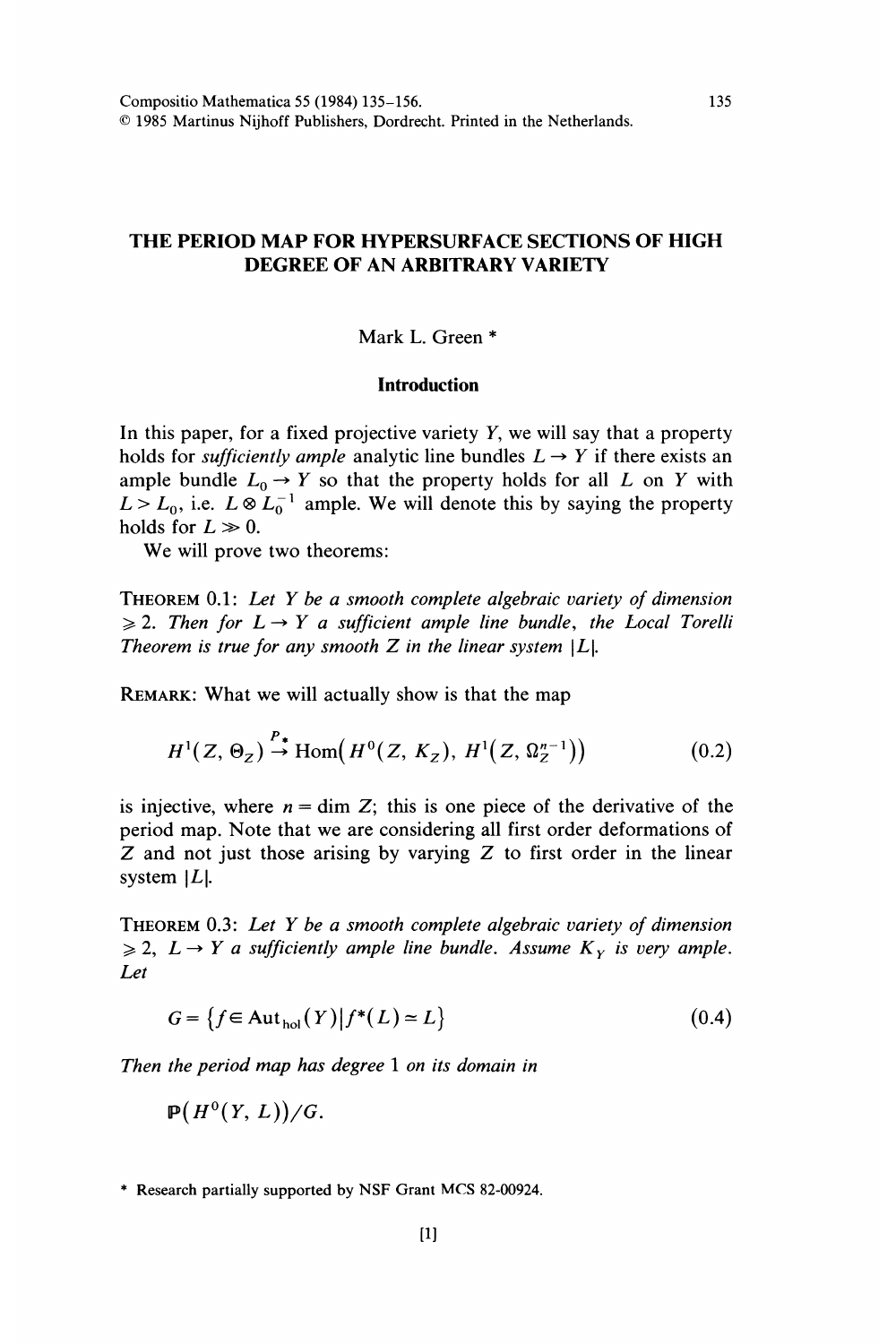Compositio Mathematica 55 (1984) 135–156.
© 1985 Martinus Nijhoff Publishers, Dordrecht. Printed in the Netherlands.

# THE PERIOD MAP FOR HYPERSURFACE SECTIONS OF HIGH DEGREE OF AN ARBITRARY VARIETY

Mark L. Green *

## Introduction

In this paper, for a fixed projective variety $Y$, we will say that a property holds for *sufficiently ample* analytic line bundles $L \to Y$ if there exists an ample bundle $L_0 \to Y$ so that the property holds for all $L$ on $Y$ with $L > L_0$, i.e. $L \otimes L_0^{-1}$ ample. We will denote this by saying the property holds for $L \gg 0$.

We will prove two theorems:

THEOREM 0.1: *Let $Y$ be a smooth complete algebraic variety of dimension $\geqslant 2$. Then for $L \to Y$ a sufficient ample line bundle, the Local Torelli Theorem is true for any smooth $Z$ in the linear system $|L|$.*

REMARK: What we will actually show is that the map

$$H^1(Z, \Theta_Z) \xrightarrow{P_*} \operatorname{Hom}\left(H^0(Z, K_Z), H^1\left(Z, \Omega_Z^{n-1}\right)\right) \tag{0.2}$$

is injective, where $n = \dim Z$; this is one piece of the derivative of the period map. Note that we are considering all first order deformations of $Z$ and not just those arising by varying $Z$ to first order in the linear system $|L|$.

THEOREM 0.3: *Let $Y$ be a smooth complete algebraic variety of dimension $\geqslant 2$, $L \to Y$ a sufficiently ample line bundle. Assume $K_Y$ is very ample. Let*

$$G = \left\{ f \in \operatorname{Aut}_{\mathrm{hol}}(Y) \,|\, f^*(L) \simeq L \right\} \tag{0.4}$$

*Then the period map has degree 1 on its domain in*

$$\mathbb{P}\left(H^0(Y, L)\right)/G.$$

* Research partially supported by NSF Grant MCS 82-00924.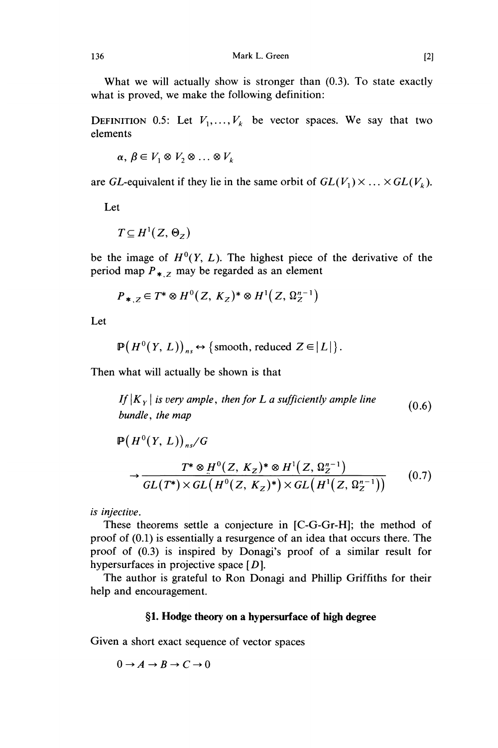What we will actually show is stronger than (0.3). To state exactly what is proved, we make the following definition:

DEFINITION 0.5: Let $V_1, \dots, V_k$ be vector spaces. We say that two elements

$$\alpha, \beta \in V_1 \otimes V_2 \otimes \dots \otimes V_k$$

are *GL*-equivalent if they lie in the same orbit of $GL(V_1) \times \dots \times GL(V_k)$.

Let

$$T \subseteq H^1(Z, \Theta_Z)$$

be the image of $H^0(Y, L)$. The highest piece of the derivative of the period map $P_{*,Z}$ may be regarded as an element

$$P_{*,Z} \in T^* \otimes H^0(Z, K_Z)^* \otimes H^1(Z, \Omega_Z^{n-1})$$

Let

$$\mathbb{P}(H^0(Y, L))_{ns} \leftrightarrow \{\text{smooth, reduced } Z \in |L|\}.$$

Then what will actually be shown is that

*If $|K_Y|$ is very ample, then for L a sufficiently ample line bundle, the map* (0.6)

$$\mathbb{P}(H^0(Y, L))_{ns}/G \to \frac{T^* \otimes H^0(Z, K_Z)^* \otimes H^1(Z, \Omega_Z^{n-1})}{GL(T^*) \times GL(H^0(Z, K_Z)^*) \times GL(H^1(Z, \Omega_Z^{n-1}))} \tag{0.7}$$

*is injective.*

These theorems settle a conjecture in [C-G-Gr-H]; the method of proof of (0.1) is essentially a resurgence of an idea that occurs there. The proof of (0.3) is inspired by Donagi's proof of a similar result for hypersurfaces in projective space [D].

The author is grateful to Ron Donagi and Phillip Griffiths for their help and encouragement.

## §1. Hodge theory on a hypersurface of high degree

Given a short exact sequence of vector spaces

$$0 \to A \to B \to C \to 0$$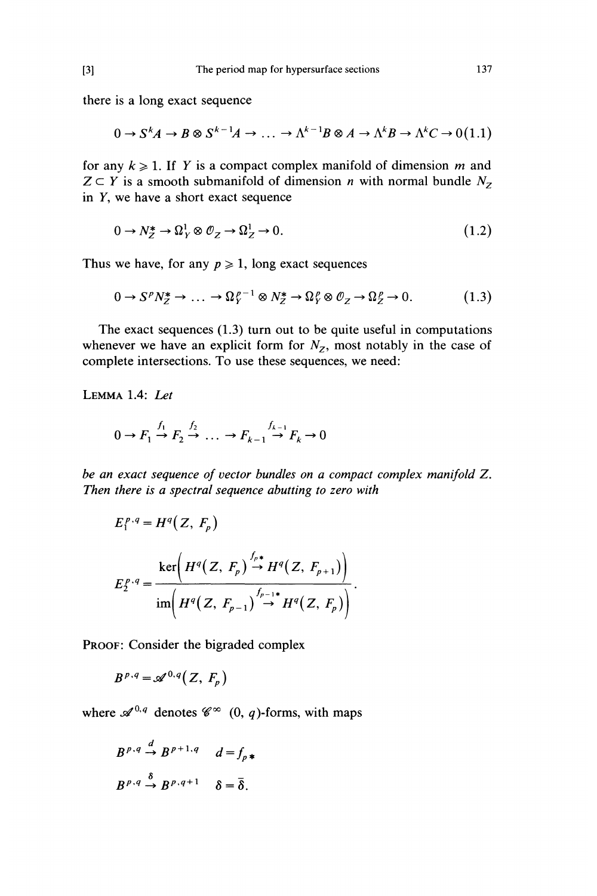there is a long exact sequence

$$0 \to S^k A \to B \otimes S^{k-1} A \to \dots \to \Lambda^{k-1} B \otimes A \to \Lambda^k B \to \Lambda^k C \to 0 \quad (1.1)$$

for any $k \geqslant 1$. If $Y$ is a compact complex manifold of dimension $m$ and $Z \subset Y$ is a smooth submanifold of dimension $n$ with normal bundle $N_Z$ in $Y$, we have a short exact sequence

$$0 \to N_Z^* \to \Omega_Y^1 \otimes \mathcal{O}_Z \to \Omega_Z^1 \to 0. \quad (1.2)$$

Thus we have, for any $p \geqslant 1$, long exact sequences

$$0 \to S^p N_Z^* \to \dots \to \Omega_Y^{p-1} \otimes N_Z^* \to \Omega_Y^p \otimes \mathcal{O}_Z \to \Omega_Z^p \to 0. \quad (1.3)$$

The exact sequences (1.3) turn out to be quite useful in computations whenever we have an explicit form for $N_Z$, most notably in the case of complete intersections. To use these sequences, we need:

LEMMA 1.4: *Let*

$$0 \to F_1 \xrightarrow{f_1} F_2 \xrightarrow{f_2} \dots \to F_{k-1} \xrightarrow{f_{k-1}} F_k \to 0$$

*be an exact sequence of vector bundles on a compact complex manifold $Z$. Then there is a spectral sequence abutting to zero with*

$$E_1^{p,q} = H^q(Z, F_p)$$

$$E_2^{p,q} = \frac{\ker\left(H^q(Z, F_p) \xrightarrow{f_{p*}} H^q(Z, F_{p+1})\right)}{\operatorname{im}\left(H^q(Z, F_{p-1}) \xrightarrow{f_{p-1*}} H^q(Z, F_p)\right)}.$$

PROOF: Consider the bigraded complex

$$B^{p,q} = \mathscr{A}^{0,q}(Z, F_p)$$

where $\mathscr{A}^{0,q}$ denotes $\mathscr{C}^\infty$ $(0, q)$-forms, with maps

$$B^{p,q} \xrightarrow{d} B^{p+1,q} \quad d = f_{p*}$$

$$B^{p,q} \xrightarrow{\delta} B^{p,q+1} \quad \delta = \bar{\delta}.$$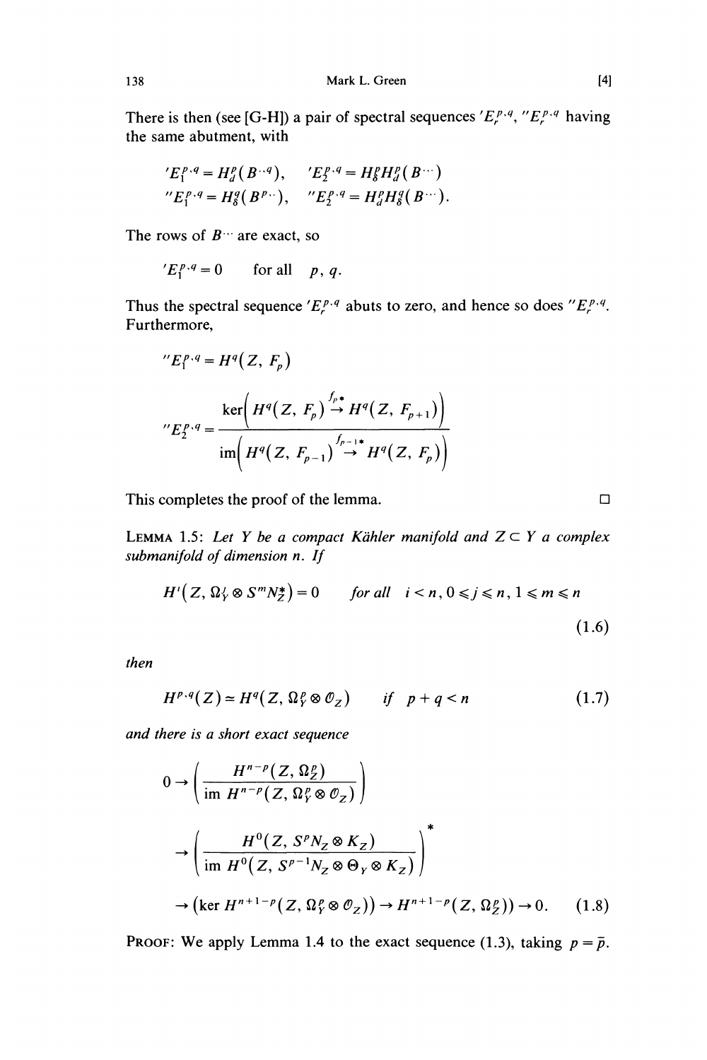There is then (see [G-H]) a pair of spectral sequences $'E_r^{p,q}$, $''E_r^{p,q}$ having the same abutment, with

$$'E_1^{p,q} = H_d^p(B^{\cdot,q}), \quad 'E_2^{p,q} = H_\delta^q H_d^p(B^{\cdot\cdot})$$
$$''E_1^{p,q} = H_\delta^q(B^{p,\cdot}), \quad ''E_2^{p,q} = H_d^p H_\delta^q(B^{\cdot\cdot}).$$

The rows of $B^{\cdot\cdot}$ are exact, so

$$'E_1^{p,q} = 0 \qquad \text{for all} \quad p, q.$$

Thus the spectral sequence $'E_r^{p,q}$ abuts to zero, and hence so does $''E_r^{p,q}$. Furthermore,

$$''E_1^{p,q} = H^q(Z, F_p)$$

$$''E_2^{p,q} = \frac{\ker\left(H^q(Z, F_p) \xrightarrow{f_{p*}} H^q(Z, F_{p+1})\right)}{\operatorname{im}\left(H^q(Z, F_{p-1}) \xrightarrow{f_{p-1*}} H^q(Z, F_p)\right)}$$

This completes the proof of the lemma. □

**Lemma 1.5:** *Let $Y$ be a compact Kähler manifold and $Z \subset Y$ a complex submanifold of dimension $n$. If*

$$H^i(Z, \Omega_Y^j \otimes S^m N_Z^*) = 0 \qquad \text{for all} \quad i < n, 0 \leqslant j \leqslant n, 1 \leqslant m \leqslant n \tag{1.6}$$

*then*

$$H^{p,q}(Z) \simeq H^q(Z, \Omega_Y^p \otimes \mathcal{O}_Z) \qquad \text{if} \quad p + q < n \tag{1.7}$$

*and there is a short exact sequence*

$$0 \to \left(\frac{H^{n-p}(Z, \Omega_Z^p)}{\operatorname{im} H^{n-p}(Z, \Omega_Y^p \otimes \mathcal{O}_Z)}\right)$$

$$\to \left(\frac{H^0(Z, S^p N_Z \otimes K_Z)}{\operatorname{im} H^0(Z, S^{p-1} N_Z \otimes \Theta_Y \otimes K_Z)}\right)^*$$

$$\to \left(\ker H^{n+1-p}(Z, \Omega_Y^p \otimes \mathcal{O}_Z)\right) \to H^{n+1-p}(Z, \Omega_Z^p)) \to 0. \tag{1.8}$$

**Proof:** We apply Lemma 1.4 to the exact sequence (1.3), taking $p = \bar{p}$.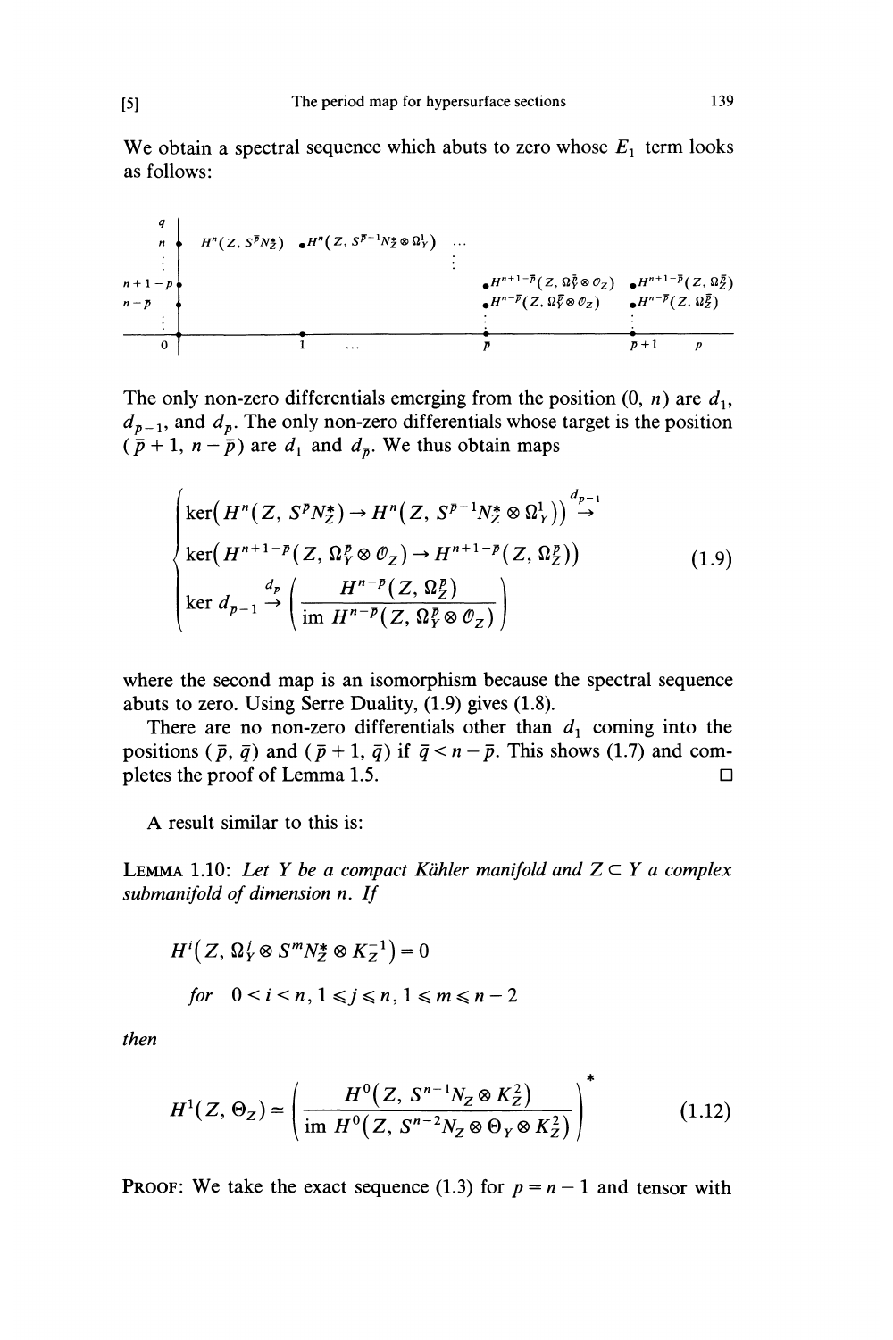We obtain a spectral sequence which abuts to zero whose $E_1$ term looks as follows:

$$
\begin{array}{c|cccc}
q & & & & \\
n & H^n(Z, S^{\bar p}N_Z^*) & \bullet H^n(Z, S^{\bar p -1}N_Z^* \otimes \Omega_Y^1) & \cdots & \\
\vdots & & \vdots & & \\
n+1-\bar p & & & \bullet H^{n+1-\bar p}(Z, \Omega_Y^{\bar p} \otimes \mathcal{O}_Z) & \bullet H^{n+1-\bar p}(Z, \Omega_Z^{\bar p}) \\
n-\bar p & & & \bullet H^{n-\bar p}(Z, \Omega_Y^{\bar p} \otimes \mathcal{O}_Z) & \bullet H^{n-\bar p}(Z, \Omega_Z^{\bar p}) \\
\vdots & & & \vdots & \vdots \\
\hline
0 & 1 & \cdots & \bar p & \bar p+1 \quad p
\end{array}
$$

The only non-zero differentials emerging from the position $(0, n)$ are $d_1$, $d_{\bar p-1}$, and $d_{\bar p}$. The only non-zero differentials whose target is the position $(\bar p+1, n-\bar p)$ are $d_1$ and $d_{\bar p}$. We thus obtain maps

$$
\begin{cases}
\ker\left(H^n(Z, S^{\bar p}N_Z^*) \to H^n(Z, S^{\bar p-1}N_Z^* \otimes \Omega_Y^1)\right) \overset{d_{\bar p-1}}{\to} \\
\ker\left(H^{n+1-\bar p}(Z, \Omega_Y^{\bar p} \otimes \mathcal{O}_Z) \to H^{n+1-\bar p}(Z, \Omega_Z^{\bar p})\right) \\
\ker d_{\bar p-1} \overset{d_{\bar p}}{\to} \left( \dfrac{H^{n-\bar p}(Z, \Omega_Z^{\bar p})}{\operatorname{im} H^{n-\bar p}(Z, \Omega_Y^{\bar p} \otimes \mathcal{O}_Z)} \right)
\end{cases}
\tag{1.9}
$$

where the second map is an isomorphism because the spectral sequence abuts to zero. Using Serre Duality, (1.9) gives (1.8).

There are no non-zero differentials other than $d_1$ coming into the positions $(\bar p, \bar q)$ and $(\bar p+1, \bar q)$ if $\bar q < n-\bar p$. This shows (1.7) and completes the proof of Lemma 1.5. □

A result similar to this is:

**LEMMA 1.10:** *Let $Y$ be a compact Kähler manifold and $Z \subset Y$ a complex submanifold of dimension $n$. If*

$$
H^i(Z, \Omega_Y^j \otimes S^m N_Z^* \otimes K_Z^{-1}) = 0
$$

$$
\textit{for} \quad 0 < i < n, 1 \leqslant j \leqslant n, 1 \leqslant m \leqslant n-2
$$

*then*

$$
H^1(Z, \Theta_Z) \simeq \left( \frac{H^0(Z, S^{n-1}N_Z \otimes K_Z^2)}{\operatorname{im} H^0(Z, S^{n-2}N_Z \otimes \Theta_Y \otimes K_Z^2)} \right)^* \tag{1.12}
$$

PROOF: We take the exact sequence (1.3) for $p = n-1$ and tensor with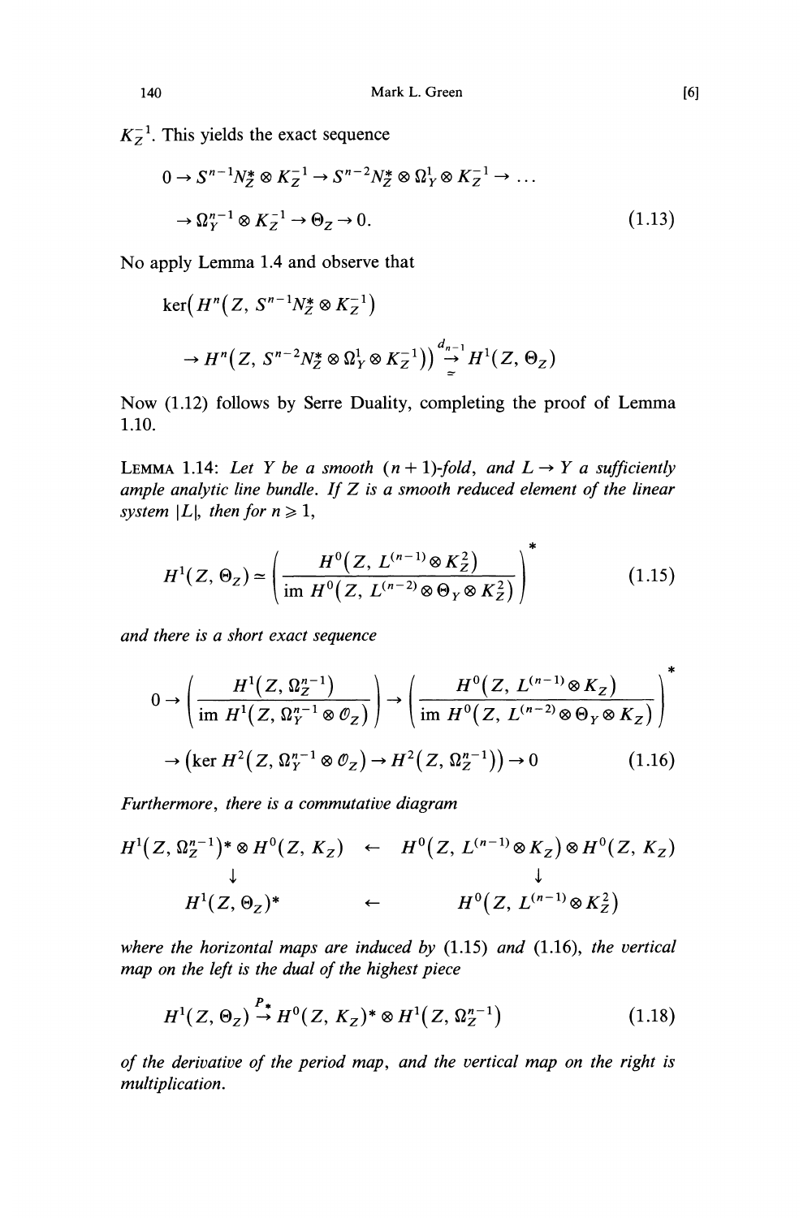$K_Z^{-1}$. This yields the exact sequence

$$0 \to S^{n-1}N_Z^* \otimes K_Z^{-1} \to S^{n-2}N_Z^* \otimes \Omega_Y^1 \otimes K_Z^{-1} \to \dots$$
$$\to \Omega_Y^{n-1} \otimes K_Z^{-1} \to \Theta_Z \to 0. \tag{1.13}$$

No apply Lemma 1.4 and observe that

$$\ker\big(H^n\big(Z, S^{n-1}N_Z^* \otimes K_Z^{-1}\big)$$
$$\to H^n\big(Z, S^{n-2}N_Z^* \otimes \Omega_Y^1 \otimes K_Z^{-1}\big)\big) \underset{\simeq}{\overset{d_{n-1}}{\to}} H^1(Z, \Theta_Z)$$

Now (1.12) follows by Serre Duality, completing the proof of Lemma 1.10.

LEMMA 1.14: *Let $Y$ be a smooth $(n+1)$-fold, and $L \to Y$ a sufficiently ample analytic line bundle. If $Z$ is a smooth reduced element of the linear system $|L|$, then for $n \geqslant 1$,*

$$H^1(Z, \Theta_Z) \simeq \left( \frac{H^0\big(Z, L^{(n-1)} \otimes K_Z^2\big)}{\operatorname{im} H^0\big(Z, L^{(n-2)} \otimes \Theta_Y \otimes K_Z^2\big)} \right)^* \tag{1.15}$$

*and there is a short exact sequence*

$$0 \to \left( \frac{H^1\big(Z, \Omega_Z^{n-1}\big)}{\operatorname{im} H^1\big(Z, \Omega_Y^{n-1} \otimes \mathcal{O}_Z\big)} \right) \to \left( \frac{H^0\big(Z, L^{(n-1)} \otimes K_Z\big)}{\operatorname{im} H^0\big(Z, L^{(n-2)} \otimes \Theta_Y \otimes K_Z\big)} \right)^*$$
$$\to \big(\ker H^2\big(Z, \Omega_Y^{n-1} \otimes \mathcal{O}_Z\big) \to H^2\big(Z, \Omega_Z^{n-1}\big)\big) \to 0 \tag{1.16}$$

*Furthermore, there is a commutative diagram*

$$\begin{array}{ccc} H^1\big(Z, \Omega_Z^{n-1}\big)^* \otimes H^0(Z, K_Z) & \leftarrow & H^0\big(Z, L^{(n-1)} \otimes K_Z\big) \otimes H^0(Z, K_Z) \\ \downarrow & & \downarrow \\ H^1(Z, \Theta_Z)^* & \leftarrow & H^0\big(Z, L^{(n-1)} \otimes K_Z^2\big) \end{array}$$

*where the horizontal maps are induced by* (1.15) *and* (1.16), *the vertical map on the left is the dual of the highest piece*

$$H^1(Z, \Theta_Z) \overset{P_*}{\to} H^0(Z, K_Z)^* \otimes H^1\big(Z, \Omega_Z^{n-1}\big) \tag{1.18}$$

*of the derivative of the period map, and the vertical map on the right is multiplication.*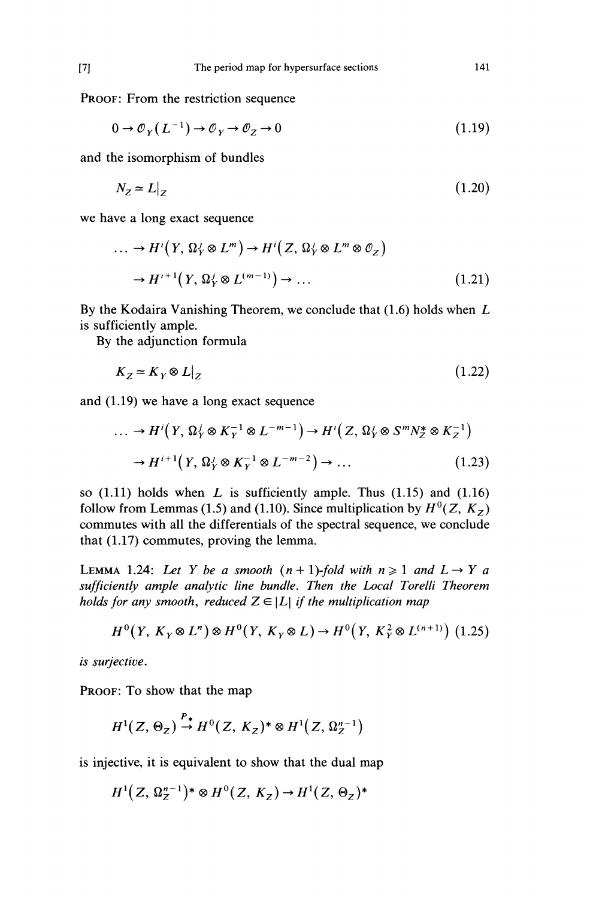PROOF: From the restriction sequence

$$0 \to \mathcal{O}_Y(L^{-1}) \to \mathcal{O}_Y \to \mathcal{O}_Z \to 0 \tag{1.19}$$

and the isomorphism of bundles

$$N_Z \simeq L|_Z \tag{1.20}$$

we have a long exact sequence

$$\dots \to H^i(Y, \Omega^j_Y \otimes L^m) \to H^i(Z, \Omega^j_Y \otimes L^m \otimes \mathcal{O}_Z)$$
$$\to H^{i+1}(Y, \Omega^j_Y \otimes L^{(m-1)}) \to \dots \tag{1.21}$$

By the Kodaira Vanishing Theorem, we conclude that (1.6) holds when $L$ is sufficiently ample.

By the adjunction formula

$$K_Z \simeq K_Y \otimes L|_Z \tag{1.22}$$

and (1.19) we have a long exact sequence

$$\dots \to H^i(Y, \Omega^j_Y \otimes K_Y^{-1} \otimes L^{-m-1}) \to H^i(Z, \Omega^j_Y \otimes S^m N_Z^* \otimes K_Z^{-1})$$
$$\to H^{i+1}(Y, \Omega^j_Y \otimes K_Y^{-1} \otimes L^{-m-2}) \to \dots \tag{1.23}$$

so (1.11) holds when $L$ is sufficiently ample. Thus (1.15) and (1.16) follow from Lemmas (1.5) and (1.10). Since multiplication by $H^0(Z, K_Z)$ commutes with all the differentials of the spectral sequence, we conclude that (1.17) commutes, proving the lemma.

LEMMA 1.24: *Let $Y$ be a smooth $(n+1)$-fold with $n \geqslant 1$ and $L \to Y$ a sufficiently ample analytic line bundle. Then the Local Torelli Theorem holds for any smooth, reduced $Z \in |L|$ if the multiplication map*

$$H^0(Y, K_Y \otimes L^n) \otimes H^0(Y, K_Y \otimes L) \to H^0(Y, K_Y^2 \otimes L^{(n+1)}) \tag{1.25}$$

*is surjective.*

PROOF: To show that the map

$$H^1(Z, \Theta_Z) \xrightarrow{P_*} H^0(Z, K_Z)^* \otimes H^1(Z, \Omega_Z^{n-1})$$

is injective, it is equivalent to show that the dual map

$$H^1(Z, \Omega_Z^{n-1})^* \otimes H^0(Z, K_Z) \to H^1(Z, \Theta_Z)^*$$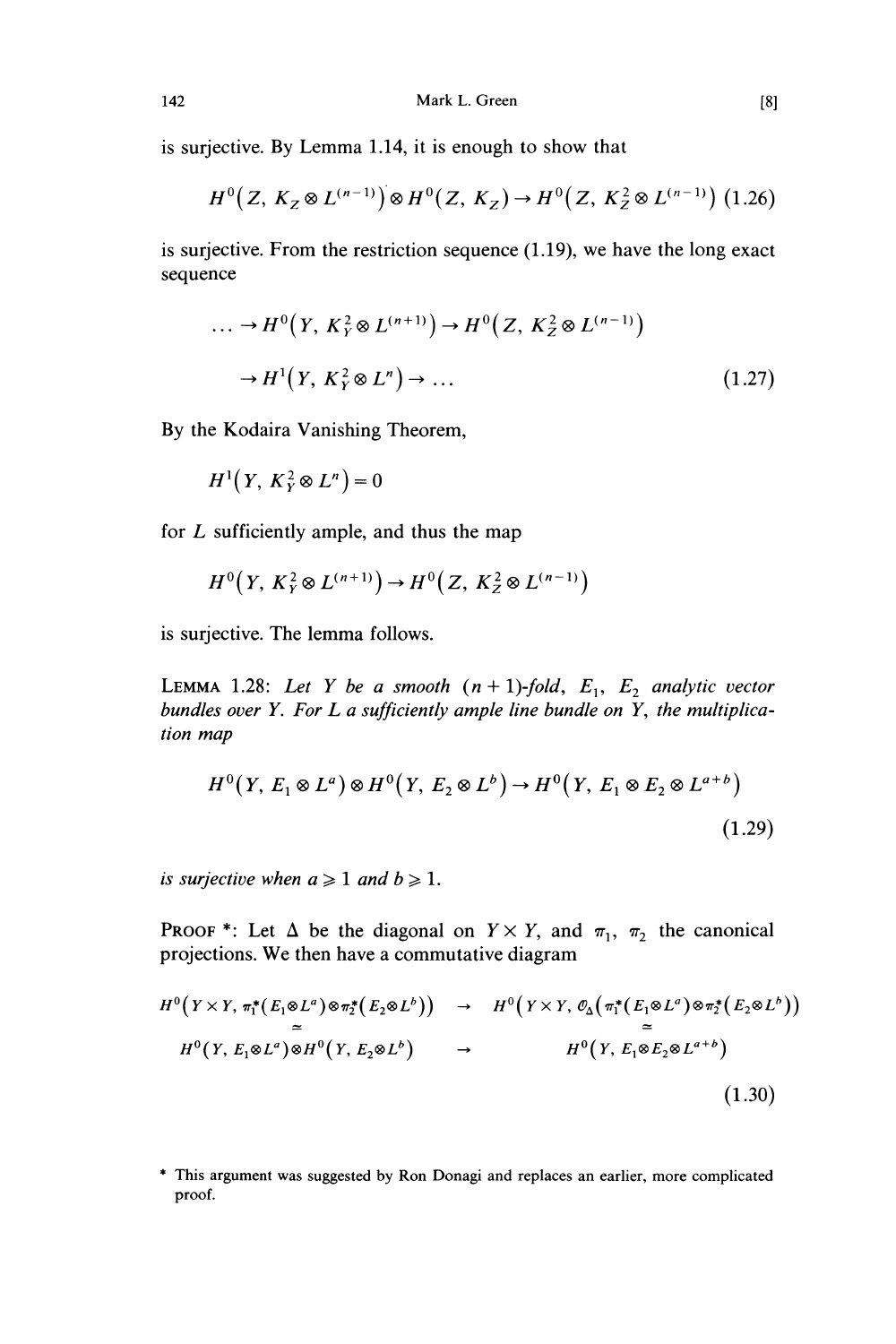is surjective. By Lemma 1.14, it is enough to show that

$$H^0(Z, K_Z \otimes L^{(n-1)}) \otimes H^0(Z, K_Z) \to H^0(Z, K_Z^2 \otimes L^{(n-1)}) \quad (1.26)$$

is surjective. From the restriction sequence (1.19), we have the long exact sequence

$$\begin{aligned} \ldots \to H^0(Y, K_Y^2 \otimes L^{(n+1)}) &\to H^0(Z, K_Z^2 \otimes L^{(n-1)}) \\ &\to H^1(Y, K_Y^2 \otimes L^n) \to \ldots \end{aligned} \quad (1.27)$$

By the Kodaira Vanishing Theorem,

$$H^1(Y, K_Y^2 \otimes L^n) = 0$$

for $L$ sufficiently ample, and thus the map

$$H^0(Y, K_Y^2 \otimes L^{(n+1)}) \to H^0(Z, K_Z^2 \otimes L^{(n-1)})$$

is surjective. The lemma follows.

**Lemma 1.28:** *Let $Y$ be a smooth $(n+1)$-fold, $E_1$, $E_2$ analytic vector bundles over $Y$. For $L$ a sufficiently ample line bundle on $Y$, the multiplication map*

$$H^0(Y, E_1 \otimes L^a) \otimes H^0(Y, E_2 \otimes L^b) \to H^0(Y, E_1 \otimes E_2 \otimes L^{a+b}) \quad (1.29)$$

*is surjective when $a \geqslant 1$ and $b \geqslant 1$.*

**Proof** *: Let $\Delta$ be the diagonal on $Y \times Y$, and $\pi_1$, $\pi_2$ the canonical projections. We then have a commutative diagram

$$\begin{array}{ccc} H^0(Y \times Y, \pi_1^*(E_1 \otimes L^a) \otimes \pi_2^*(E_2 \otimes L^b)) & \to & H^0(Y \times Y, \mathcal{O}_\Delta(\pi_1^*(E_1 \otimes L^a) \otimes \pi_2^*(E_2 \otimes L^b)) \\ \simeq & & \simeq \\ H^0(Y, E_1 \otimes L^a) \otimes H^0(Y, E_2 \otimes L^b) & \to & H^0(Y, E_1 \otimes E_2 \otimes L^{a+b}) \end{array} \quad (1.30)$$

---

\* This argument was suggested by Ron Donagi and replaces an earlier, more complicated proof.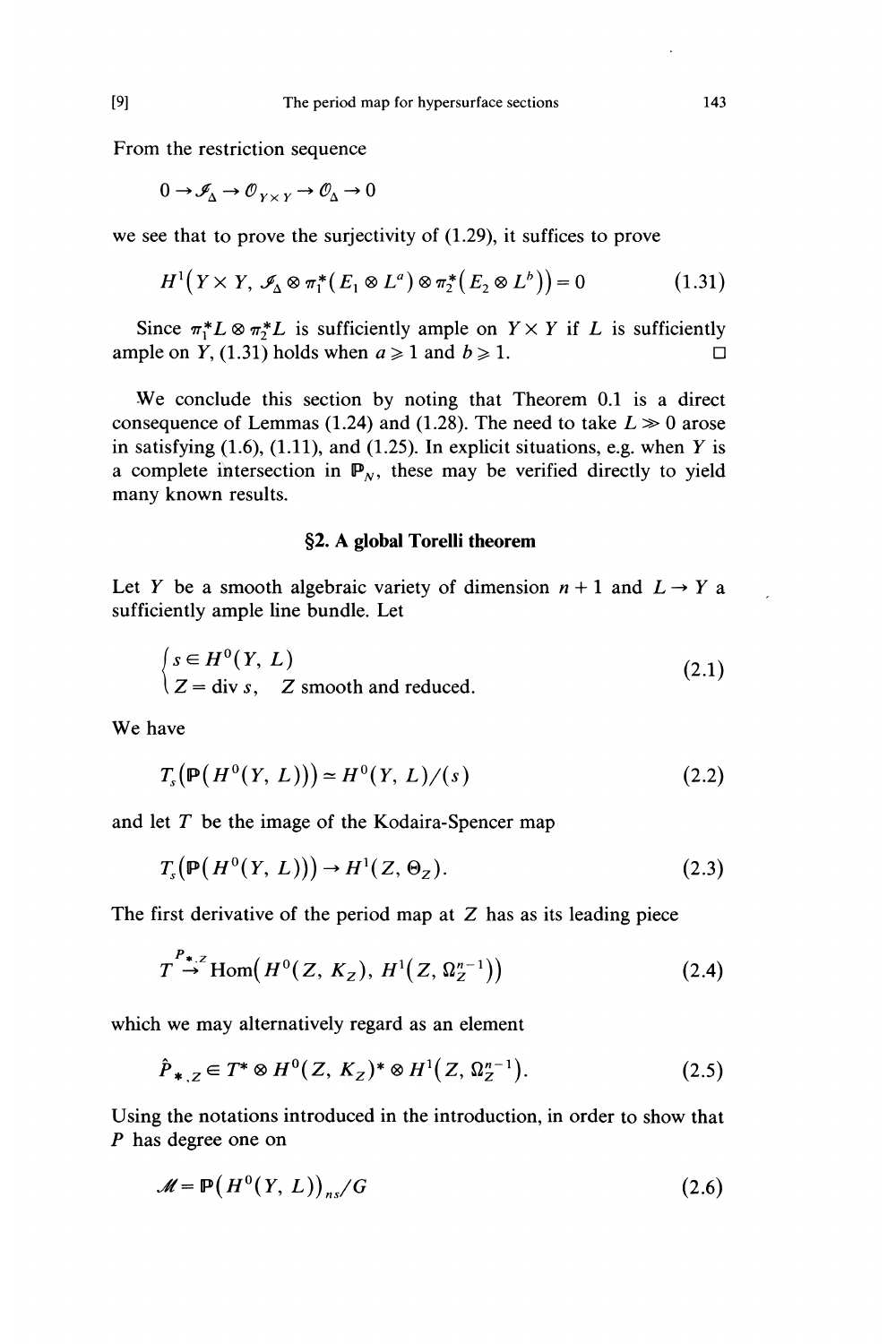From the restriction sequence

$$0 \to \mathscr{I}_\Delta \to \mathcal{O}_{Y \times Y} \to \mathcal{O}_\Delta \to 0$$

we see that to prove the surjectivity of (1.29), it suffices to prove

$$H^1\big(Y \times Y, \mathscr{I}_\Delta \otimes \pi_1^*(E_1 \otimes L^a) \otimes \pi_2^*(E_2 \otimes L^b)\big) = 0 \tag{1.31}$$

Since $\pi_1^* L \otimes \pi_2^* L$ is sufficiently ample on $Y \times Y$ if $L$ is sufficiently ample on $Y$, (1.31) holds when $a \geqslant 1$ and $b \geqslant 1$. □

We conclude this section by noting that Theorem 0.1 is a direct consequence of Lemmas (1.24) and (1.28). The need to take $L \gg 0$ arose in satisfying (1.6), (1.11), and (1.25). In explicit situations, e.g. when $Y$ is a complete intersection in $\mathbb{P}_N$, these may be verified directly to yield many known results.

## §2. A global Torelli theorem

Let $Y$ be a smooth algebraic variety of dimension $n+1$ and $L \to Y$ a sufficiently ample line bundle. Let

$$\begin{cases} s \in H^0(Y, L) \\ Z = \operatorname{div} s, \quad Z \text{ smooth and reduced.} \end{cases} \tag{2.1}$$

We have

$$T_s\big(\mathbb{P}(H^0(Y, L))\big) \simeq H^0(Y, L)/(s) \tag{2.2}$$

and let $T$ be the image of the Kodaira-Spencer map

$$T_s\big(\mathbb{P}(H^0(Y, L))\big) \to H^1(Z, \Theta_Z). \tag{2.3}$$

The first derivative of the period map at $Z$ has as its leading piece

$$T \xrightarrow{P_{*,Z}} \operatorname{Hom}\big(H^0(Z, K_Z), H^1(Z, \Omega_Z^{n-1})\big) \tag{2.4}$$

which we may alternatively regard as an element

$$\hat{P}_{*,Z} \in T^* \otimes H^0(Z, K_Z)^* \otimes H^1(Z, \Omega_Z^{n-1}). \tag{2.5}$$

Using the notations introduced in the introduction, in order to show that $P$ has degree one on

$$\mathscr{M} = \mathbb{P}\big(H^0(Y, L)\big)_{ns}/G \tag{2.6}$$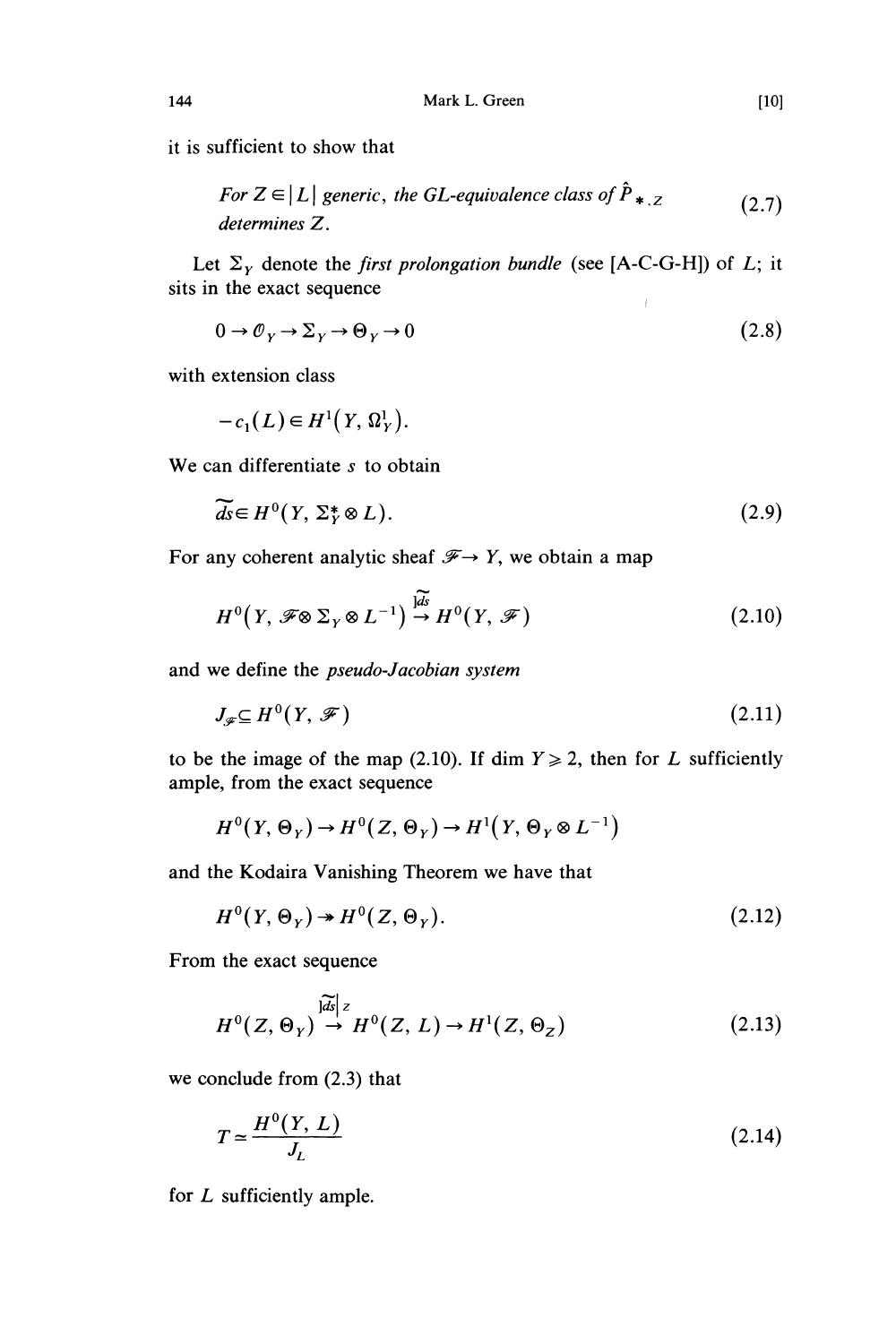it is sufficient to show that

$$\textit{For } Z \in |L| \textit{ generic, the GL-equivalence class of } \hat{P}_{*,Z} \textit{ determines } Z. \tag{2.7}$$

Let $\Sigma_Y$ denote the *first prolongation bundle* (see [A-C-G-H]) of $L$; it sits in the exact sequence

$$0 \to \mathcal{O}_Y \to \Sigma_Y \to \Theta_Y \to 0 \tag{2.8}$$

with extension class

$$-c_1(L) \in H^1(Y, \Omega_Y^1).$$

We can differentiate $s$ to obtain

$$\widetilde{ds} \in H^0(Y, \Sigma_Y^* \otimes L). \tag{2.9}$$

For any coherent analytic sheaf $\mathscr{F} \to Y$, we obtain a map

$$H^0(Y, \mathscr{F} \otimes \Sigma_Y \otimes L^{-1}) \xrightarrow{\rfloor \widetilde{ds}} H^0(Y, \mathscr{F}) \tag{2.10}$$

and we define the *pseudo-Jacobian system*

$$J_{\mathscr{F}} \subseteq H^0(Y, \mathscr{F}) \tag{2.11}$$

to be the image of the map (2.10). If $\dim Y \geqslant 2$, then for $L$ sufficiently ample, from the exact sequence

$$H^0(Y, \Theta_Y) \to H^0(Z, \Theta_Y) \to H^1(Y, \Theta_Y \otimes L^{-1})$$

and the Kodaira Vanishing Theorem we have that

$$H^0(Y, \Theta_Y) \twoheadrightarrow H^0(Z, \Theta_Y). \tag{2.12}$$

From the exact sequence

$$H^0(Z, \Theta_Y) \xrightarrow{\rfloor \widetilde{ds}|_Z} H^0(Z, L) \to H^1(Z, \Theta_Z) \tag{2.13}$$

we conclude from (2.3) that

$$T \simeq \frac{H^0(Y, L)}{J_L} \tag{2.14}$$

for $L$ sufficiently ample.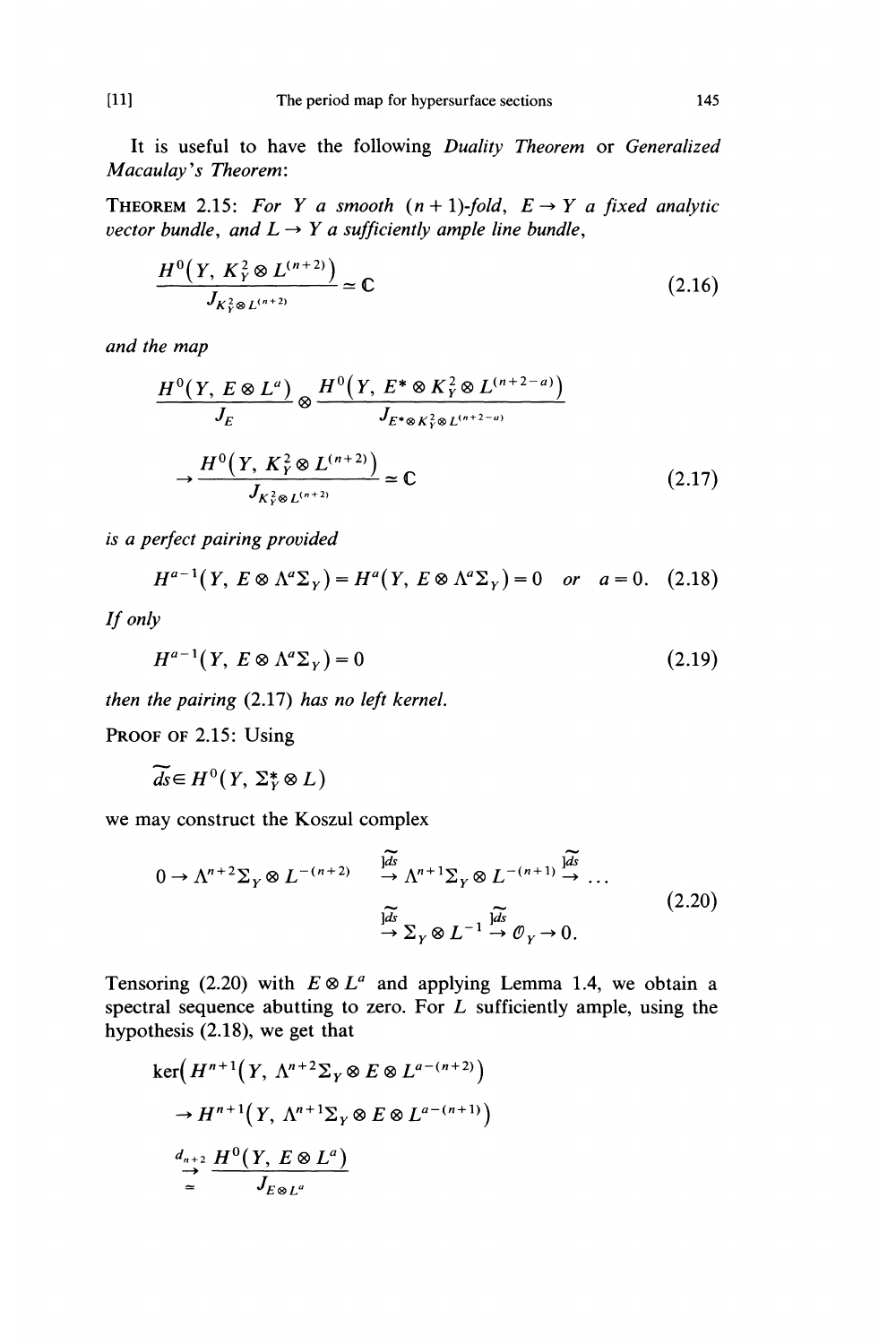It is useful to have the following *Duality Theorem* or *Generalized Macaulay's Theorem*:

**THEOREM 2.15:** *For $Y$ a smooth $(n+1)$-fold, $E \to Y$ a fixed analytic vector bundle, and $L \to Y$ a sufficiently ample line bundle,*

$$\frac{H^0\left(Y, K_Y^2 \otimes L^{(n+2)}\right)}{J_{K_Y^2 \otimes L^{(n+2)}}} \simeq \mathbf{C} \tag{2.16}$$

*and the map*

$$\frac{H^0\left(Y, E \otimes L^a\right)}{J_E} \otimes \frac{H^0\left(Y, E^* \otimes K_Y^2 \otimes L^{(n+2-a)}\right)}{J_{E^* \otimes K_Y^2 \otimes L^{(n+2-a)}}}$$

$$\to \frac{H^0\left(Y, K_Y^2 \otimes L^{(n+2)}\right)}{J_{K_Y^2 \otimes L^{(n+2)}}} \simeq \mathbf{C} \tag{2.17}$$

*is a perfect pairing provided*

$$H^{a-1}\left(Y, E \otimes \Lambda^a \Sigma_Y\right) = H^a\left(Y, E \otimes \Lambda^a \Sigma_Y\right) = 0 \quad \text{or} \quad a = 0. \tag{2.18}$$

*If only*

$$H^{a-1}\left(Y, E \otimes \Lambda^a \Sigma_Y\right) = 0 \tag{2.19}$$

*then the pairing* (2.17) *has no left kernel.*

PROOF OF 2.15: Using

$$\widetilde{ds} \in H^0\left(Y, \Sigma_Y^* \otimes L\right)$$

we may construct the Koszul complex

$$\begin{aligned} 0 \to \Lambda^{n+2}\Sigma_Y \otimes L^{-(n+2)} &\overset{]\widetilde{ds}}{\to} \Lambda^{n+1}\Sigma_Y \otimes L^{-(n+1)} \overset{]\widetilde{ds}}{\to} \dots \\ &\overset{]\widetilde{ds}}{\to} \Sigma_Y \otimes L^{-1} \overset{]\widetilde{ds}}{\to} \mathcal{O}_Y \to 0. \end{aligned} \tag{2.20}$$

Tensoring (2.20) with $E \otimes L^a$ and applying Lemma 1.4, we obtain a spectral sequence abutting to zero. For $L$ sufficiently ample, using the hypothesis (2.18), we get that

$$\begin{aligned} &\ker\left(H^{n+1}\left(Y, \Lambda^{n+2}\Sigma_Y \otimes E \otimes L^{a-(n+2)}\right)\right. \\ &\quad \left.\to H^{n+1}\left(Y, \Lambda^{n+1}\Sigma_Y \otimes E \otimes L^{a-(n+1)}\right)\right) \\ &\quad \underset{\simeq}{\overset{d_{n+2}}{\to}} \frac{H^0\left(Y, E \otimes L^a\right)}{J_{E \otimes L^a}} \end{aligned}$$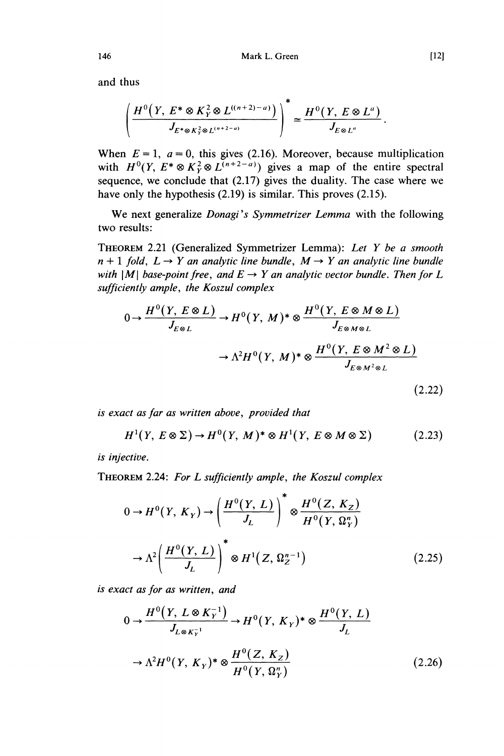and thus

$$\left(\frac{H^0(Y, E^* \otimes K_Y^2 \otimes L^{((n+2)-a)})}{J_{E^* \otimes K_Y^2 \otimes L^{(n+2-a)}}}\right)^* \simeq \frac{H^0(Y, E \otimes L^a)}{J_{E \otimes L^a}}.$$

When $E = 1$, $a = 0$, this gives (2.16). Moreover, because multiplication with $H^0(Y, E^* \otimes K_Y^2 \otimes L^{(n+2-a)})$ gives a map of the entire spectral sequence, we conclude that (2.17) gives the duality. The case where we have only the hypothesis (2.19) is similar. This proves (2.15).

We next generalize *Donagi's Symmetrizer Lemma* with the following two results:

THEOREM 2.21 (Generalized Symmetrizer Lemma): *Let $Y$ be a smooth $n+1$ fold, $L \to Y$ an analytic line bundle, $M \to Y$ an analytic line bundle with $|M|$ base-point free, and $E \to Y$ an analytic vector bundle. Then for $L$ sufficiently ample, the Koszul complex*

$$\begin{aligned}0 \to \frac{H^0(Y, E \otimes L)}{J_{E \otimes L}} &\to H^0(Y, M)^* \otimes \frac{H^0(Y, E \otimes M \otimes L)}{J_{E \otimes M \otimes L}} \\ &\to \Lambda^2 H^0(Y, M)^* \otimes \frac{H^0(Y, E \otimes M^2 \otimes L)}{J_{E \otimes M^2 \otimes L}}\end{aligned} \tag{2.22}$$

*is exact as far as written above, provided that*

$$H^1(Y, E \otimes \Sigma) \to H^0(Y, M)^* \otimes H^1(Y, E \otimes M \otimes \Sigma) \tag{2.23}$$

*is injective.*

THEOREM 2.24: *For $L$ sufficiently ample, the Koszul complex*

$$\begin{aligned}0 \to H^0(Y, K_Y) &\to \left(\frac{H^0(Y, L)}{J_L}\right)^* \otimes \frac{H^0(Z, K_Z)}{H^0(Y, \Omega_Y^n)} \\ &\to \Lambda^2\left(\frac{H^0(Y, L)}{J_L}\right)^* \otimes H^1(Z, \Omega_Z^{n-1})\end{aligned} \tag{2.25}$$

*is exact as for as written, and*

$$\begin{aligned}0 \to \frac{H^0(Y, L \otimes K_Y^{-1})}{J_{L \otimes K_Y^{-1}}} &\to H^0(Y, K_Y)^* \otimes \frac{H^0(Y, L)}{J_L} \\ &\to \Lambda^2 H^0(Y, K_Y)^* \otimes \frac{H^0(Z, K_Z)}{H^0(Y, \Omega_Y^n)}\end{aligned} \tag{2.26}$$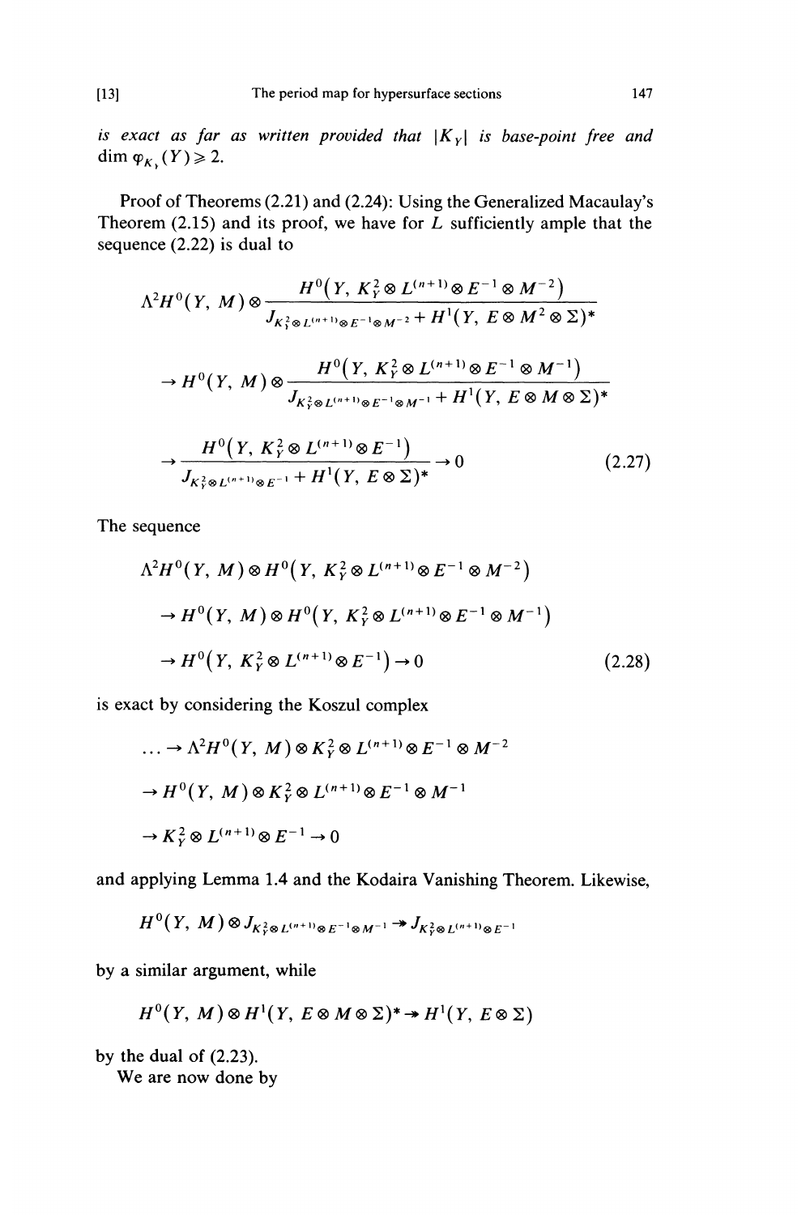*is exact as far as written provided that* $|K_Y|$ *is base-point free and* $\dim \varphi_{K_Y}(Y) \geqslant 2$.

Proof of Theorems (2.21) and (2.24): Using the Generalized Macaulay's Theorem (2.15) and its proof, we have for $L$ sufficiently ample that the sequence (2.22) is dual to

$$\Lambda^2 H^0(Y, M) \otimes \frac{H^0\big(Y, K_Y^2 \otimes L^{(n+1)} \otimes E^{-1} \otimes M^{-2}\big)}{J_{K_Y^2 \otimes L^{(n+1)} \otimes E^{-1} \otimes M^{-2}} + H^1(Y, E \otimes M^2 \otimes \Sigma)^*}$$

$$\to H^0(Y, M) \otimes \frac{H^0\big(Y, K_Y^2 \otimes L^{(n+1)} \otimes E^{-1} \otimes M^{-1}\big)}{J_{K_Y^2 \otimes L^{(n+1)} \otimes E^{-1} \otimes M^{-1}} + H^1(Y, E \otimes M \otimes \Sigma)^*}$$

$$\to \frac{H^0\big(Y, K_Y^2 \otimes L^{(n+1)} \otimes E^{-1}\big)}{J_{K_Y^2 \otimes L^{(n+1)} \otimes E^{-1}} + H^1(Y, E \otimes \Sigma)^*} \to 0 \tag{2.27}$$

The sequence

$$\Lambda^2 H^0(Y, M) \otimes H^0\big(Y, K_Y^2 \otimes L^{(n+1)} \otimes E^{-1} \otimes M^{-2}\big)$$

$$\to H^0(Y, M) \otimes H^0\big(Y, K_Y^2 \otimes L^{(n+1)} \otimes E^{-1} \otimes M^{-1}\big)$$

$$\to H^0\big(Y, K_Y^2 \otimes L^{(n+1)} \otimes E^{-1}\big) \to 0 \tag{2.28}$$

is exact by considering the Koszul complex

$$\ldots \to \Lambda^2 H^0(Y, M) \otimes K_Y^2 \otimes L^{(n+1)} \otimes E^{-1} \otimes M^{-2}$$

$$\to H^0(Y, M) \otimes K_Y^2 \otimes L^{(n+1)} \otimes E^{-1} \otimes M^{-1}$$

$$\to K_Y^2 \otimes L^{(n+1)} \otimes E^{-1} \to 0$$

and applying Lemma 1.4 and the Kodaira Vanishing Theorem. Likewise,

$$H^0(Y, M) \otimes J_{K_Y^2 \otimes L^{(n+1)} \otimes E^{-1} \otimes M^{-1}} \twoheadrightarrow J_{K_Y^2 \otimes L^{(n+1)} \otimes E^{-1}}$$

by a similar argument, while

$$H^0(Y, M) \otimes H^1(Y, E \otimes M \otimes \Sigma)^* \twoheadrightarrow H^1(Y, E \otimes \Sigma)$$

by the dual of (2.23).

We are now done by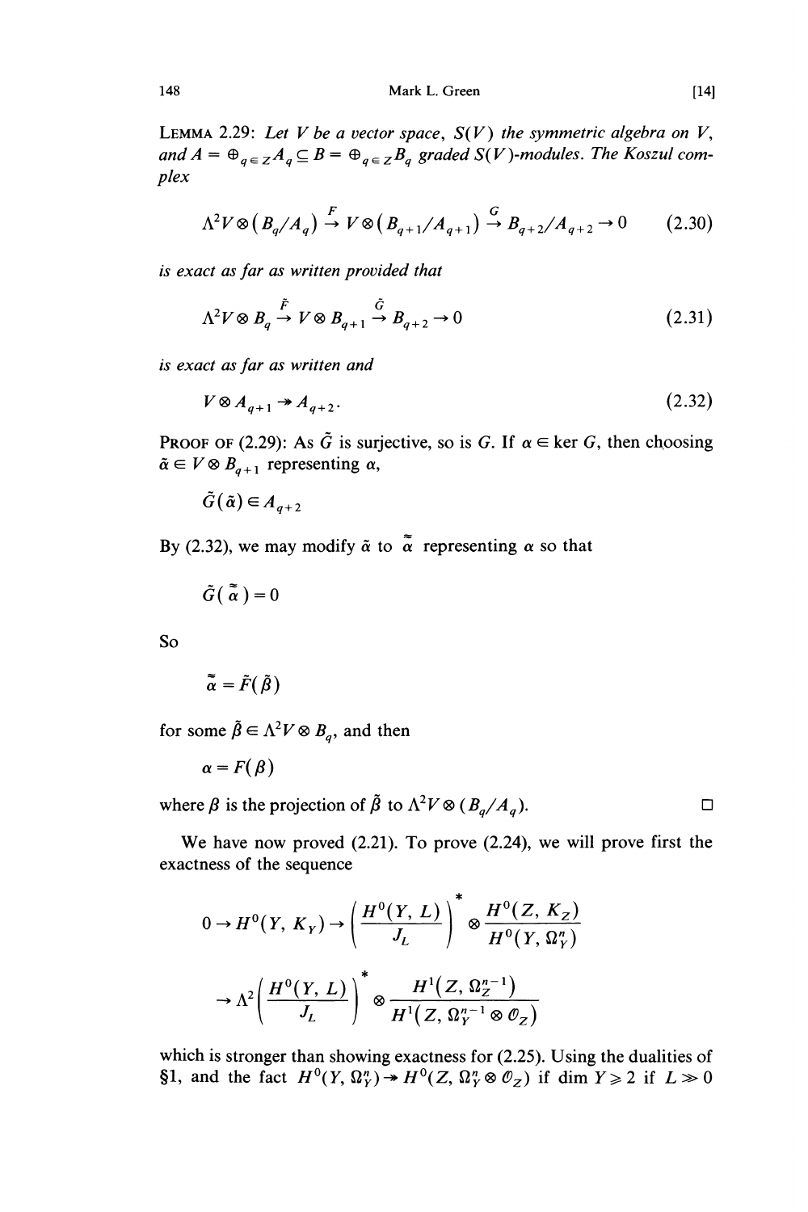**Lemma 2.29:** *Let $V$ be a vector space, $S(V)$ the symmetric algebra on $V$, and $A = \oplus_{q \in Z} A_q \subseteq B = \oplus_{q \in Z} B_q$ graded $S(V)$-modules. The Koszul complex*

$$\Lambda^2 V \otimes (B_q/A_q) \xrightarrow{F} V \otimes (B_{q+1}/A_{q+1}) \xrightarrow{G} B_{q+2}/A_{q+2} \to 0 \tag{2.30}$$

*is exact as far as written provided that*

$$\Lambda^2 V \otimes B_q \xrightarrow{\tilde{F}} V \otimes B_{q+1} \xrightarrow{\tilde{G}} B_{q+2} \to 0 \tag{2.31}$$

*is exact as far as written and*

$$V \otimes A_{q+1} \twoheadrightarrow A_{q+2}. \tag{2.32}$$

**Proof of (2.29):** As $\tilde{G}$ is surjective, so is $G$. If $\alpha \in \ker G$, then choosing $\tilde{\alpha} \in V \otimes B_{q+1}$ representing $\alpha$,

$$\tilde{G}(\tilde{\alpha}) \in A_{q+2}$$

By (2.32), we may modify $\tilde{\alpha}$ to $\tilde{\tilde{\alpha}}$ representing $\alpha$ so that

$$\tilde{G}(\tilde{\tilde{\alpha}}) = 0$$

So

$$\tilde{\tilde{\alpha}} = \tilde{F}(\tilde{\beta})$$

for some $\tilde{\beta} \in \Lambda^2 V \otimes B_q$, and then

$$\alpha = F(\beta)$$

where $\beta$ is the projection of $\tilde{\beta}$ to $\Lambda^2 V \otimes (B_q/A_q)$. □

We have now proved (2.21). To prove (2.24), we will prove first the exactness of the sequence

$$0 \to H^0(Y, K_Y) \to \left(\frac{H^0(Y, L)}{J_L}\right)^* \otimes \frac{H^0(Z, K_Z)}{H^0(Y, \Omega_Y^n)}$$

$$\to \Lambda^2 \left(\frac{H^0(Y, L)}{J_L}\right)^* \otimes \frac{H^1(Z, \Omega_Z^{n-1})}{H^1(Z, \Omega_Y^{n-1} \otimes \mathcal{O}_Z)}$$

which is stronger than showing exactness for (2.25). Using the dualities of §1, and the fact $H^0(Y, \Omega_Y^n) \twoheadrightarrow H^0(Z, \Omega_Y^n \otimes \mathcal{O}_Z)$ if $\dim Y \geqslant 2$ if $L \gg 0$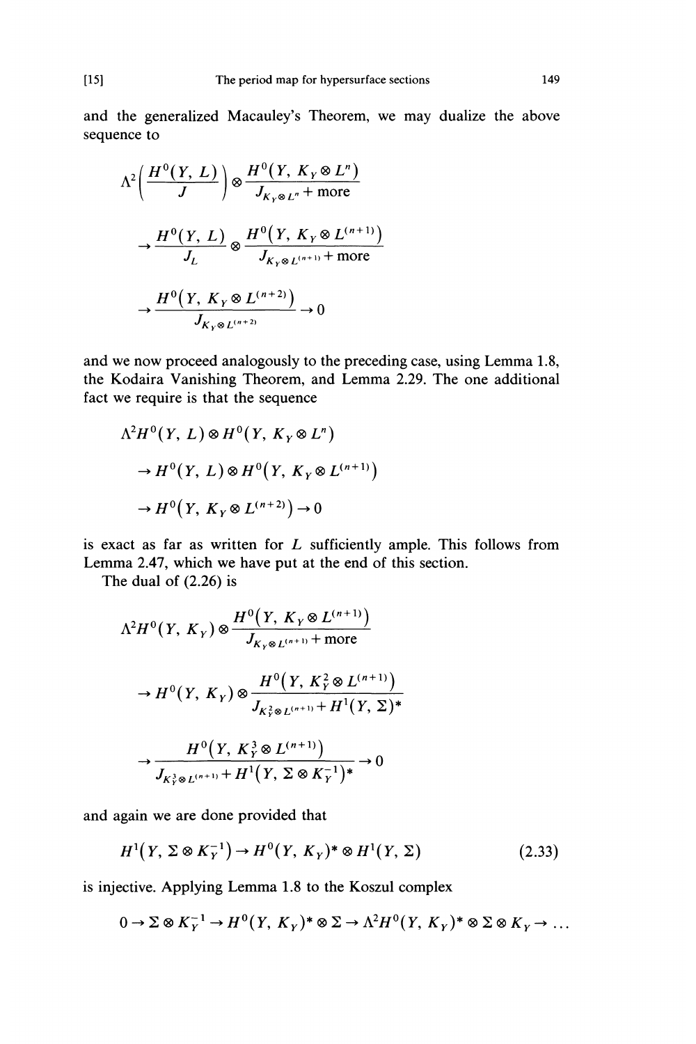and the generalized Macauley's Theorem, we may dualize the above sequence to

$$\Lambda^2\left(\frac{H^0(Y, L)}{J}\right) \otimes \frac{H^0(Y, K_Y \otimes L^n)}{J_{K_Y \otimes L^n} + \text{more}}$$

$$\to \frac{H^0(Y, L)}{J_L} \otimes \frac{H^0(Y, K_Y \otimes L^{(n+1)})}{J_{K_Y \otimes L^{(n+1)}} + \text{more}}$$

$$\to \frac{H^0(Y, K_Y \otimes L^{(n+2)})}{J_{K_Y \otimes L^{(n+2)}}} \to 0$$

and we now proceed analogously to the preceding case, using Lemma 1.8, the Kodaira Vanishing Theorem, and Lemma 2.29. The one additional fact we require is that the sequence

$$\Lambda^2 H^0(Y, L) \otimes H^0(Y, K_Y \otimes L^n)$$

$$\to H^0(Y, L) \otimes H^0(Y, K_Y \otimes L^{(n+1)})$$

$$\to H^0(Y, K_Y \otimes L^{(n+2)}) \to 0$$

is exact as far as written for $L$ sufficiently ample. This follows from Lemma 2.47, which we have put at the end of this section.

The dual of (2.26) is

$$\Lambda^2 H^0(Y, K_Y) \otimes \frac{H^0(Y, K_Y \otimes L^{(n+1)})}{J_{K_Y \otimes L^{(n+1)}} + \text{more}}$$

$$\to H^0(Y, K_Y) \otimes \frac{H^0(Y, K_Y^2 \otimes L^{(n+1)})}{J_{K_Y^2 \otimes L^{(n+1)}} + H^1(Y, \Sigma)^*}$$

$$\to \frac{H^0(Y, K_Y^3 \otimes L^{(n+1)})}{J_{K_Y^3 \otimes L^{(n+1)}} + H^1(Y, \Sigma \otimes K_Y^{-1})^*} \to 0$$

and again we are done provided that

$$H^1(Y, \Sigma \otimes K_Y^{-1}) \to H^0(Y, K_Y)^* \otimes H^1(Y, \Sigma) \tag{2.33}$$

is injective. Applying Lemma 1.8 to the Koszul complex

$$0 \to \Sigma \otimes K_Y^{-1} \to H^0(Y, K_Y)^* \otimes \Sigma \to \Lambda^2 H^0(Y, K_Y)^* \otimes \Sigma \otimes K_Y \to \ldots$$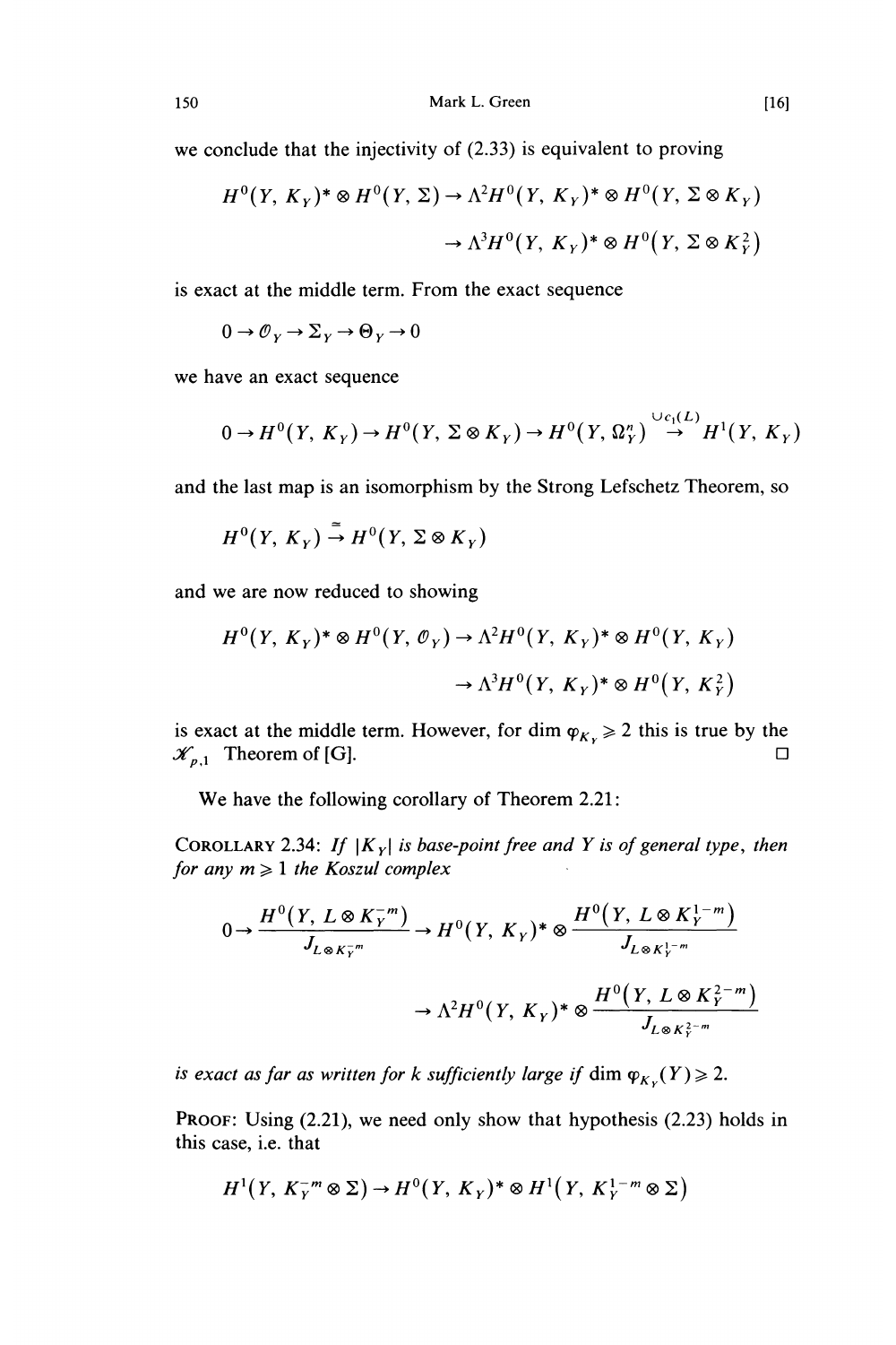we conclude that the injectivity of (2.33) is equivalent to proving

$$H^0(Y, K_Y)^* \otimes H^0(Y, \Sigma) \to \Lambda^2 H^0(Y, K_Y)^* \otimes H^0(Y, \Sigma \otimes K_Y)$$
$$\to \Lambda^3 H^0(Y, K_Y)^* \otimes H^0\big(Y, \Sigma \otimes K_Y^2\big)$$

is exact at the middle term. From the exact sequence

$$0 \to \mathcal{O}_Y \to \Sigma_Y \to \Theta_Y \to 0$$

we have an exact sequence

$$0 \to H^0(Y, K_Y) \to H^0(Y, \Sigma \otimes K_Y) \to H^0(Y, \Omega_Y^n) \overset{\cup c_1(L)}{\to} H^1(Y, K_Y)$$

and the last map is an isomorphism by the Strong Lefschetz Theorem, so

$$H^0(Y, K_Y) \overset{\cong}{\to} H^0(Y, \Sigma \otimes K_Y)$$

and we are now reduced to showing

$$H^0(Y, K_Y)^* \otimes H^0(Y, \mathcal{O}_Y) \to \Lambda^2 H^0(Y, K_Y)^* \otimes H^0(Y, K_Y)$$
$$\to \Lambda^3 H^0(Y, K_Y)^* \otimes H^0\big(Y, K_Y^2\big)$$

is exact at the middle term. However, for $\dim \varphi_{K_Y} \geqslant 2$ this is true by the $\mathcal{K}_{p,1}$ Theorem of [G]. □

We have the following corollary of Theorem 2.21:

COROLLARY 2.34: *If $|K_Y|$ is base-point free and $Y$ is of general type, then for any $m \geqslant 1$ the Koszul complex*

$$0 \to \frac{H^0(Y, L \otimes K_Y^{-m})}{J_{L \otimes K_Y^{-m}}} \to H^0(Y, K_Y)^* \otimes \frac{H^0\big(Y, L \otimes K_Y^{1-m}\big)}{J_{L \otimes K_Y^{1-m}}}$$
$$\to \Lambda^2 H^0(Y, K_Y)^* \otimes \frac{H^0\big(Y, L \otimes K_Y^{2-m}\big)}{J_{L \otimes K_Y^{2-m}}}$$

*is exact as far as written for $k$ sufficiently large if $\dim \varphi_{K_Y}(Y) \geqslant 2$.*

PROOF: Using (2.21), we need only show that hypothesis (2.23) holds in this case, i.e. that

$$H^1(Y, K_Y^{-m} \otimes \Sigma) \to H^0(Y, K_Y)^* \otimes H^1\big(Y, K_Y^{1-m} \otimes \Sigma\big)$$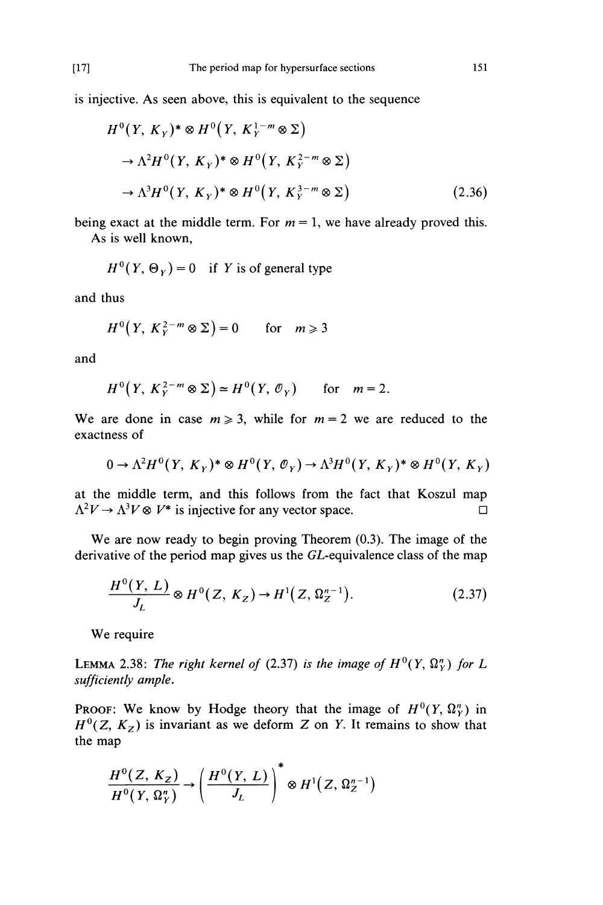is injective. As seen above, this is equivalent to the sequence

$$
\begin{aligned}
& H^0(Y, K_Y)^* \otimes H^0\big(Y, K_Y^{1-m} \otimes \Sigma\big) \\
& \quad \to \Lambda^2 H^0(Y, K_Y)^* \otimes H^0\big(Y, K_Y^{2-m} \otimes \Sigma\big) \\
& \quad \to \Lambda^3 H^0(Y, K_Y)^* \otimes H^0\big(Y, K_Y^{3-m} \otimes \Sigma\big)
\end{aligned} \tag{2.36}
$$

being exact at the middle term. For $m = 1$, we have already proved this.

As is well known,

$$H^0(Y, \Theta_Y) = 0 \quad \text{if } Y \text{ is of general type}$$

and thus

$$H^0\big(Y, K_Y^{2-m} \otimes \Sigma\big) = 0 \qquad \text{for} \quad m \geqslant 3$$

and

$$H^0\big(Y, K_Y^{2-m} \otimes \Sigma\big) \simeq H^0(Y, \mathcal{O}_Y) \qquad \text{for} \quad m = 2.$$

We are done in case $m \geqslant 3$, while for $m = 2$ we are reduced to the exactness of

$$0 \to \Lambda^2 H^0(Y, K_Y)^* \otimes H^0(Y, \mathcal{O}_Y) \to \Lambda^3 H^0(Y, K_Y)^* \otimes H^0(Y, K_Y)$$

at the middle term, and this follows from the fact that Koszul map $\Lambda^2 V \to \Lambda^3 V \otimes V^*$ is injective for any vector space. □

We are now ready to begin proving Theorem (0.3). The image of the derivative of the period map gives us the $GL$-equivalence class of the map

$$\frac{H^0(Y, L)}{J_L} \otimes H^0(Z, K_Z) \to H^1\big(Z, \Omega_Z^{n-1}\big). \tag{2.37}$$

We require

LEMMA 2.38: *The right kernel of* (2.37) *is the image of* $H^0(Y, \Omega_Y^n)$ *for* $L$ *sufficiently ample.*

PROOF: We know by Hodge theory that the image of $H^0(Y, \Omega_Y^n)$ in $H^0(Z, K_Z)$ is invariant as we deform $Z$ on $Y$. It remains to show that the map

$$\frac{H^0(Z, K_Z)}{H^0(Y, \Omega_Y^n)} \to \left(\frac{H^0(Y, L)}{J_L}\right)^* \otimes H^1\big(Z, \Omega_Z^{n-1}\big)$$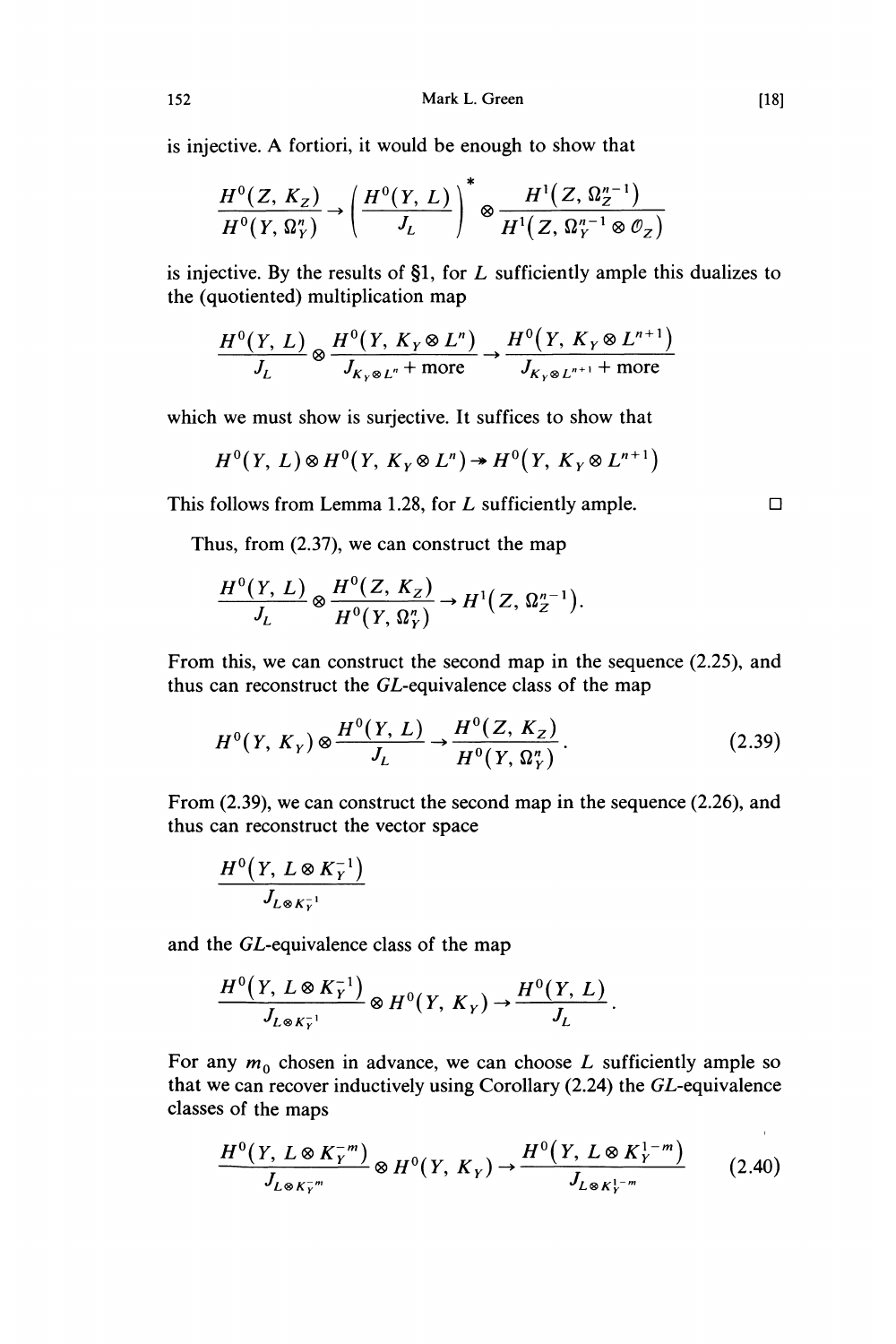is injective. A fortiori, it would be enough to show that

$$\frac{H^0(Z, K_Z)}{H^0(Y, \Omega_Y^n)} \to \left(\frac{H^0(Y, L)}{J_L}\right)^* \otimes \frac{H^1(Z, \Omega_Z^{n-1})}{H^1(Z, \Omega_Y^{n-1} \otimes \mathcal{O}_Z)}$$

is injective. By the results of §1, for $L$ sufficiently ample this dualizes to the (quotiented) multiplication map

$$\frac{H^0(Y, L)}{J_L} \otimes \frac{H^0(Y, K_Y \otimes L^n)}{J_{K_Y \otimes L^n} + \text{more}} \to \frac{H^0(Y, K_Y \otimes L^{n+1})}{J_{K_Y \otimes L^{n+1}} + \text{more}}$$

which we must show is surjective. It suffices to show that

$$H^0(Y, L) \otimes H^0(Y, K_Y \otimes L^n) \twoheadrightarrow H^0(Y, K_Y \otimes L^{n+1})$$

This follows from Lemma 1.28, for $L$ sufficiently ample. □

Thus, from (2.37), we can construct the map

$$\frac{H^0(Y, L)}{J_L} \otimes \frac{H^0(Z, K_Z)}{H^0(Y, \Omega_Y^n)} \to H^1(Z, \Omega_Z^{n-1}).$$

From this, we can construct the second map in the sequence (2.25), and thus can reconstruct the $GL$-equivalence class of the map

$$H^0(Y, K_Y) \otimes \frac{H^0(Y, L)}{J_L} \to \frac{H^0(Z, K_Z)}{H^0(Y, \Omega_Y^n)}. \tag{2.39}$$

From (2.39), we can construct the second map in the sequence (2.26), and thus can reconstruct the vector space

$$\frac{H^0(Y, L \otimes K_Y^{-1})}{J_{L \otimes K_Y^{-1}}}$$

and the $GL$-equivalence class of the map

$$\frac{H^0(Y, L \otimes K_Y^{-1})}{J_{L \otimes K_Y^{-1}}} \otimes H^0(Y, K_Y) \to \frac{H^0(Y, L)}{J_L}.$$

For any $m_0$ chosen in advance, we can choose $L$ sufficiently ample so that we can recover inductively using Corollary (2.24) the $GL$-equivalence classes of the maps

$$\frac{H^0(Y, L \otimes K_Y^{-m})}{J_{L \otimes K_Y^{-m}}} \otimes H^0(Y, K_Y) \to \frac{H^0(Y, L \otimes K_Y^{1-m})}{J_{L \otimes K_Y^{1-m}}} \tag{2.40}$$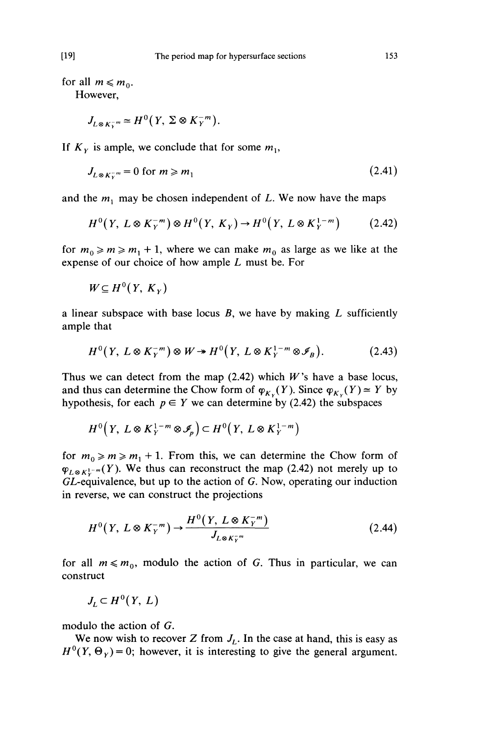for all $m \leqslant m_0$.

However,

$$J_{L\otimes K_Y^{-m}} \simeq H^0(Y, \Sigma \otimes K_Y^{-m}).$$

If $K_Y$ is ample, we conclude that for some $m_1$,

$$J_{L\otimes K_Y^{-m}} = 0 \text{ for } m \geqslant m_1 \tag{2.41}$$

and the $m_1$ may be chosen independent of $L$. We now have the maps

$$H^0(Y, L\otimes K_Y^{-m}) \otimes H^0(Y, K_Y) \to H^0(Y, L\otimes K_Y^{1-m}) \tag{2.42}$$

for $m_0 \geqslant m \geqslant m_1 + 1$, where we can make $m_0$ as large as we like at the expense of our choice of how ample $L$ must be. For

$$W \subseteq H^0(Y, K_Y)$$

a linear subspace with base locus $B$, we have by making $L$ sufficiently ample that

$$H^0(Y, L\otimes K_Y^{-m}) \otimes W \twoheadrightarrow H^0(Y, L\otimes K_Y^{1-m} \otimes \mathscr{I}_B). \tag{2.43}$$

Thus we can detect from the map (2.42) which $W$'s have a base locus, and thus can determine the Chow form of $\varphi_{K_Y}(Y)$. Since $\varphi_{K_Y}(Y) \simeq Y$ by hypothesis, for each $p \in Y$ we can determine by (2.42) the subspaces

$$H^0(Y, L\otimes K_Y^{1-m} \otimes \mathscr{I}_p) \subset H^0(Y, L\otimes K_Y^{1-m})$$

for $m_0 \geqslant m \geqslant m_1 + 1$. From this, we can determine the Chow form of $\varphi_{L\otimes K_Y^{1-m}}(Y)$. We thus can reconstruct the map (2.42) not merely up to $GL$-equivalence, but up to the action of $G$. Now, operating our induction in reverse, we can construct the projections

$$H^0(Y, L\otimes K_Y^{-m}) \to \frac{H^0(Y, L\otimes K_Y^{-m})}{J_{L\otimes K_Y^{-m}}} \tag{2.44}$$

for all $m \leqslant m_0$, modulo the action of $G$. Thus in particular, we can construct

$$J_L \subset H^0(Y, L)$$

modulo the action of $G$.

We now wish to recover $Z$ from $J_L$. In the case at hand, this is easy as $H^0(Y, \Theta_Y) = 0$; however, it is interesting to give the general argument.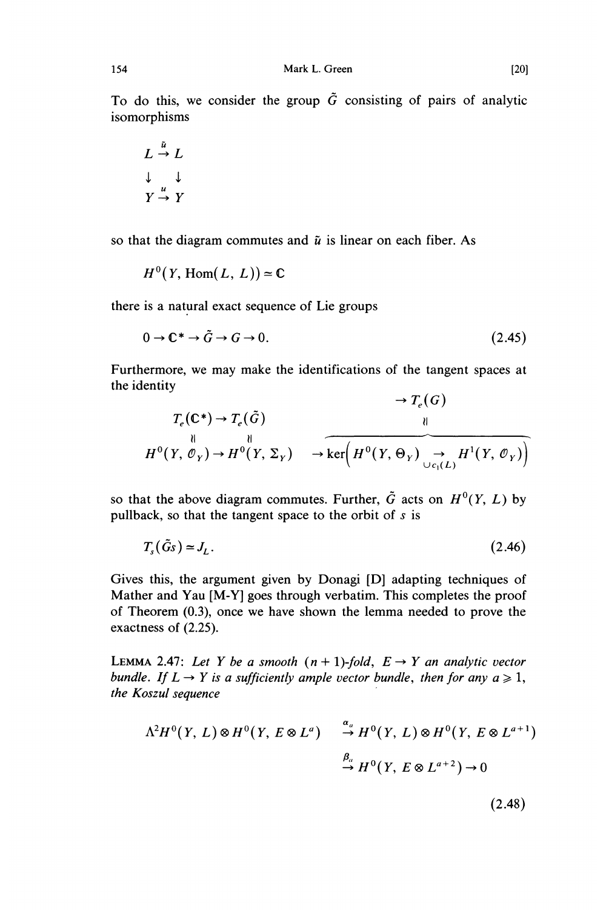To do this, we consider the group $\tilde{G}$ consisting of pairs of analytic isomorphisms

$$\begin{array}{ccc} L & \stackrel{\tilde{u}}{\to} & L \\ \downarrow & & \downarrow \\ Y & \stackrel{u}{\to} & Y \end{array}$$

so that the diagram commutes and $\tilde{u}$ is linear on each fiber. As

$$H^0(Y, \operatorname{Hom}(L, L)) \simeq \mathbf{C}$$

there is a natural exact sequence of Lie groups

$$0 \to \mathbf{C}^* \to \tilde{G} \to G \to 0. \tag{2.45}$$

Furthermore, we may make the identifications of the tangent spaces at the identity

$$\begin{array}{ccccc} T_e(\mathbf{C}^*) & \to & T_e(\tilde{G}) & \to & T_e(G) \\ \wr\! \| & & \wr\! \| & & \wr\! \| \\ H^0(Y, \mathcal{O}_Y) & \to & H^0(Y, \Sigma_Y) & \to & \ker\left(H^0(Y, \Theta_Y) \underset{\cup c_1(L)}{\to} H^1(Y, \mathcal{O}_Y)\right) \end{array}$$

so that the above diagram commutes. Further, $\tilde{G}$ acts on $H^0(Y, L)$ by pullback, so that the tangent space to the orbit of $s$ is

$$T_s(\tilde{G}s) \simeq J_L. \tag{2.46}$$

Gives this, the argument given by Donagi [D] adapting techniques of Mather and Yau [M-Y] goes through verbatim. This completes the proof of Theorem (0.3), once we have shown the lemma needed to prove the exactness of (2.25).

LEMMA 2.47: *Let $Y$ be a smooth $(n+1)$-fold, $E \to Y$ an analytic vector bundle. If $L \to Y$ is a sufficiently ample vector bundle, then for any $a \geqslant 1$, the Koszul sequence*

$$\Lambda^2 H^0(Y, L) \otimes H^0(Y, E \otimes L^a) \xrightarrow{\alpha_a} H^0(Y, L) \otimes H^0(Y, E \otimes L^{a+1}) \xrightarrow{\beta_a} H^0(Y, E \otimes L^{a+2}) \to 0 \tag{2.48}$$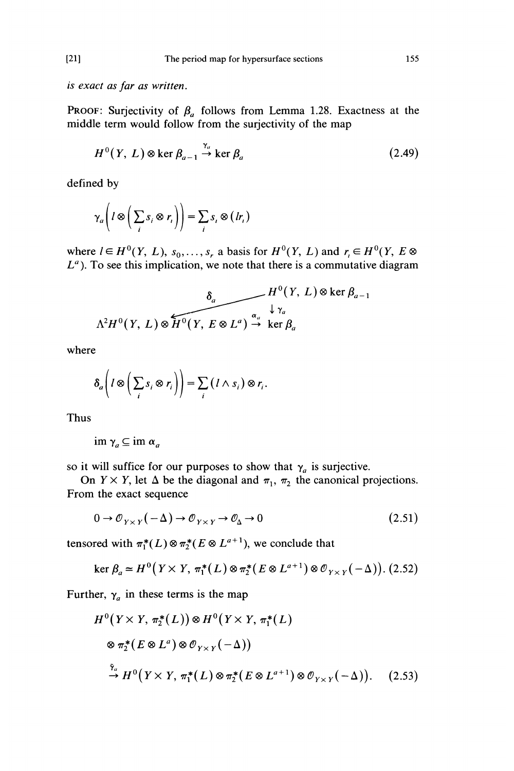*is exact as far as written.*

PROOF: Surjectivity of $\beta_a$ follows from Lemma 1.28. Exactness at the middle term would follow from the surjectivity of the map

$$H^0(Y, L) \otimes \ker \beta_{a-1} \xrightarrow{\gamma_a} \ker \beta_a \tag{2.49}$$

defined by

$$\gamma_a\left(l \otimes \left(\sum_i s_i \otimes r_i\right)\right) = \sum_i s_i \otimes (lr_i)$$

where $l \in H^0(Y, L)$, $s_0, \ldots, s_r$ a basis for $H^0(Y, L)$ and $r_i \in H^0(Y, E \otimes L^a)$. To see this implication, we note that there is a commutative diagram

$$\begin{array}{ccc} & & H^0(Y, L) \otimes \ker \beta_{a-1} \\ & \swarrow^{\delta_a} & \downarrow \gamma_a \\ \Lambda^2 H^0(Y, L) \otimes H^0(Y, E \otimes L^a) & \xrightarrow{\alpha_a} & \ker \beta_a \end{array}$$

where

$$\delta_a\left(l \otimes \left(\sum_i s_i \otimes r_i\right)\right) = \sum_i (l \wedge s_i) \otimes r_i.$$

Thus

$$\operatorname{im} \gamma_a \subseteq \operatorname{im} \alpha_a$$

so it will suffice for our purposes to show that $\gamma_a$ is surjective.

On $Y \times Y$, let $\Delta$ be the diagonal and $\pi_1$, $\pi_2$ the canonical projections. From the exact sequence

$$0 \to \mathcal{O}_{Y \times Y}(-\Delta) \to \mathcal{O}_{Y \times Y} \to \mathcal{O}_\Delta \to 0 \tag{2.51}$$

tensored with $\pi_1^*(L) \otimes \pi_2^*(E \otimes L^{a+1})$, we conclude that

$$\ker \beta_a \simeq H^0\big(Y \times Y, \pi_1^*(L) \otimes \pi_2^*(E \otimes L^{a+1}) \otimes \mathcal{O}_{Y \times Y}(-\Delta)\big). \tag{2.52}$$

Further, $\gamma_a$ in these terms is the map

$$\begin{aligned} &H^0\big(Y \times Y, \pi_2^*(L)\big) \otimes H^0\big(Y \times Y, \pi_1^*(L) \\ &\quad \otimes \pi_2^*(E \otimes L^a) \otimes \mathcal{O}_{Y \times Y}(-\Delta)\big) \\ &\xrightarrow{\tilde{\gamma}_a} H^0\big(Y \times Y, \pi_1^*(L) \otimes \pi_2^*(E \otimes L^{a+1}) \otimes \mathcal{O}_{Y \times Y}(-\Delta)\big). \end{aligned} \tag{2.53}$$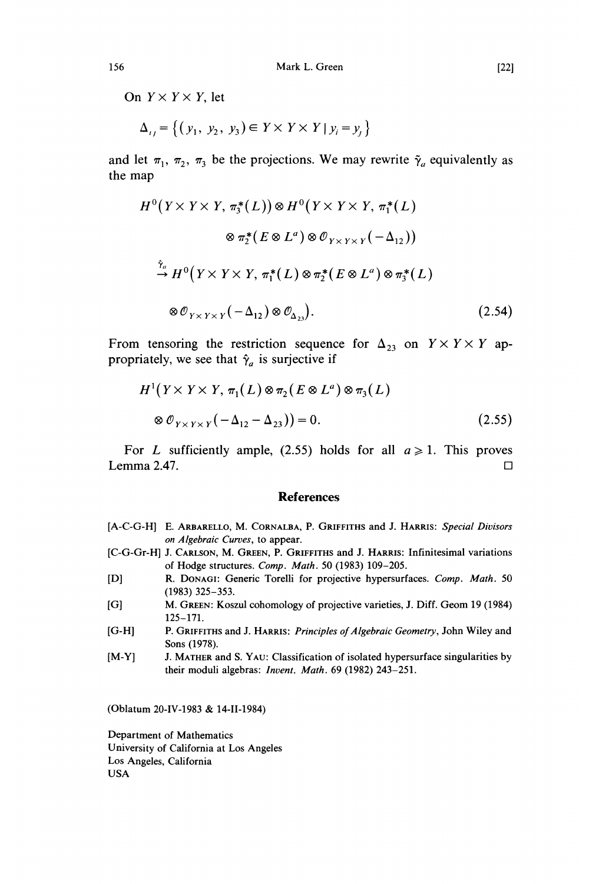On $Y \times Y \times Y$, let

$$\Delta_{ij} = \{(y_1, y_2, y_3) \in Y \times Y \times Y \mid y_i = y_j\}$$

and let $\pi_1$, $\pi_2$, $\pi_3$ be the projections. We may rewrite $\tilde{\gamma}_a$ equivalently as the map

$$\begin{aligned} & H^0(Y \times Y \times Y, \pi_3^*(L)) \otimes H^0(Y \times Y \times Y, \pi_1^*(L) \\ & \qquad \otimes \pi_2^*(E \otimes L^a) \otimes \mathcal{O}_{Y \times Y \times Y}(-\Delta_{12})) \\ & \xrightarrow{\hat{\gamma}_a} H^0(Y \times Y \times Y, \pi_1^*(L) \otimes \pi_2^*(E \otimes L^a) \otimes \pi_3^*(L) \\ & \quad \otimes \mathcal{O}_{Y \times Y \times Y}(-\Delta_{12}) \otimes \mathcal{O}_{\Delta_{23}}). \end{aligned} \tag{2.54}$$

From tensoring the restriction sequence for $\Delta_{23}$ on $Y \times Y \times Y$ appropriately, we see that $\hat{\gamma}_a$ is surjective if

$$\begin{aligned} & H^1(Y \times Y \times Y, \pi_1(L) \otimes \pi_2(E \otimes L^a) \otimes \pi_3(L) \\ & \quad \otimes \mathcal{O}_{Y \times Y \times Y}(-\Delta_{12} - \Delta_{23})) = 0. \end{aligned} \tag{2.55}$$

For $L$ sufficiently ample, (2.55) holds for all $a \geqslant 1$. This proves Lemma 2.47. □

## References

[A-C-G-H] E. Arbarello, M. Cornalba, P. Griffiths and J. Harris: *Special Divisors on Algebraic Curves*, to appear.

[C-G-Gr-H] J. Carlson, M. Green, P. Griffiths and J. Harris: Infinitesimal variations of Hodge structures. *Comp. Math.* 50 (1983) 109–205.

[D] R. Donagi: Generic Torelli for projective hypersurfaces. *Comp. Math.* 50 (1983) 325–353.

[G] M. Green: Koszul cohomology of projective varieties, J. Diff. Geom 19 (1984) 125–171.

[G-H] P. Griffiths and J. Harris: *Principles of Algebraic Geometry*, John Wiley and Sons (1978).

[M-Y] J. Mather and S. Yau: Classification of isolated hypersurface singularities by their moduli algebras: *Invent. Math.* 69 (1982) 243–251.

(Oblatum 20-IV-1983 & 14-II-1984)

Department of Mathematics
University of California at Los Angeles
Los Angeles, California
USA